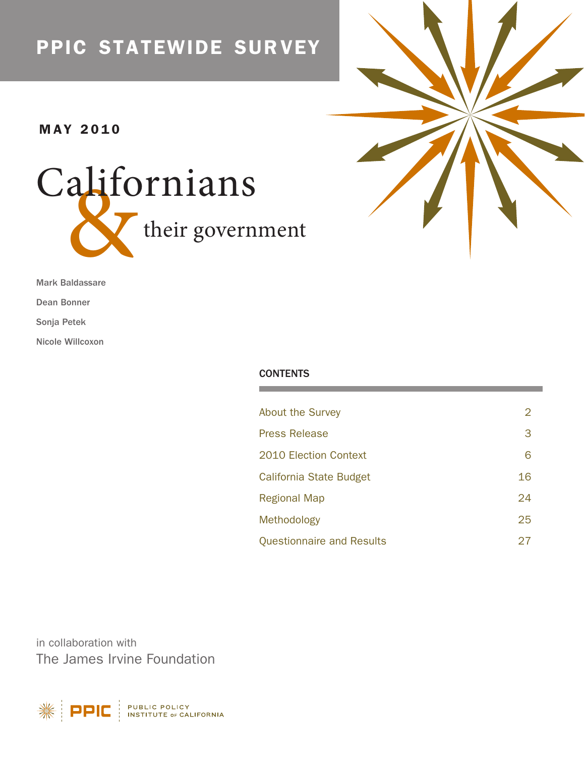# PPIC STATEWIDE SURVEY

**MAY 2010**

# Californians & their government

Mark Baldassare

Dean Bonner

Sonja Petek

Nicole Willcoxon

## CONTENTS

| | |
|---|---|
| About the Survey | 2 |
| Press Release | 3 |
| 2010 Election Context | 6 |
| California State Budget | 16 |
| Regional Map | 24 |
| Methodology | 25 |
| Questionnaire and Results | 27 |

in collaboration with
The James Irvine Foundation

PPIC | PUBLIC POLICY INSTITUTE OF CALIFORNIA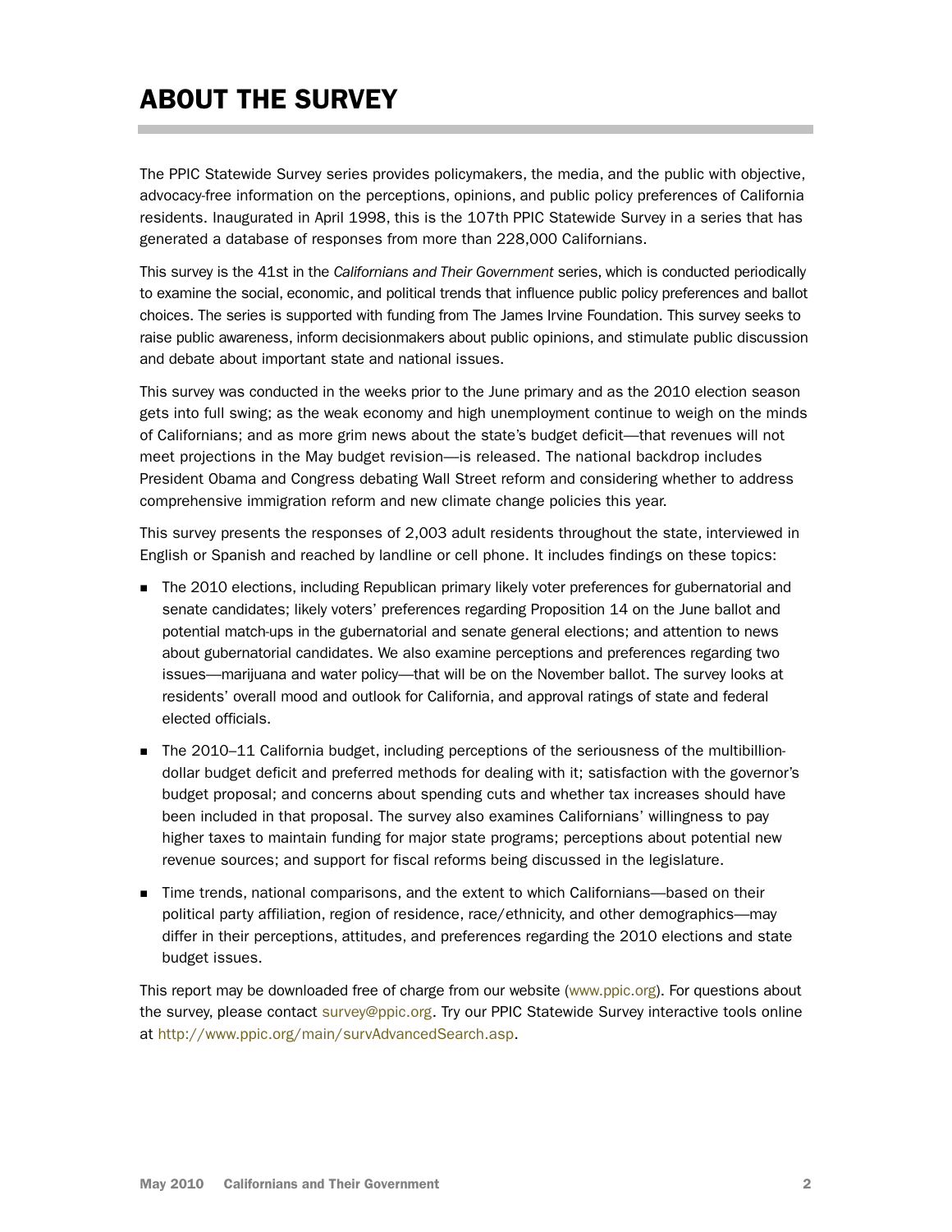# ABOUT THE SURVEY

The PPIC Statewide Survey series provides policymakers, the media, and the public with objective, advocacy-free information on the perceptions, opinions, and public policy preferences of California residents. Inaugurated in April 1998, this is the 107th PPIC Statewide Survey in a series that has generated a database of responses from more than 228,000 Californians.

This survey is the 41st in the *Californians and Their Government* series, which is conducted periodically to examine the social, economic, and political trends that influence public policy preferences and ballot choices. The series is supported with funding from The James Irvine Foundation. This survey seeks to raise public awareness, inform decisionmakers about public opinions, and stimulate public discussion and debate about important state and national issues.

This survey was conducted in the weeks prior to the June primary and as the 2010 election season gets into full swing; as the weak economy and high unemployment continue to weigh on the minds of Californians; and as more grim news about the state's budget deficit—that revenues will not meet projections in the May budget revision—is released. The national backdrop includes President Obama and Congress debating Wall Street reform and considering whether to address comprehensive immigration reform and new climate change policies this year.

This survey presents the responses of 2,003 adult residents throughout the state, interviewed in English or Spanish and reached by landline or cell phone. It includes findings on these topics:

- The 2010 elections, including Republican primary likely voter preferences for gubernatorial and senate candidates; likely voters' preferences regarding Proposition 14 on the June ballot and potential match-ups in the gubernatorial and senate general elections; and attention to news about gubernatorial candidates. We also examine perceptions and preferences regarding two issues—marijuana and water policy—that will be on the November ballot. The survey looks at residents' overall mood and outlook for California, and approval ratings of state and federal elected officials.
- The 2010–11 California budget, including perceptions of the seriousness of the multibillion-dollar budget deficit and preferred methods for dealing with it; satisfaction with the governor's budget proposal; and concerns about spending cuts and whether tax increases should have been included in that proposal. The survey also examines Californians' willingness to pay higher taxes to maintain funding for major state programs; perceptions about potential new revenue sources; and support for fiscal reforms being discussed in the legislature.
- Time trends, national comparisons, and the extent to which Californians—based on their political party affiliation, region of residence, race/ethnicity, and other demographics—may differ in their perceptions, attitudes, and preferences regarding the 2010 elections and state budget issues.

This report may be downloaded free of charge from our website (www.ppic.org). For questions about the survey, please contact survey@ppic.org. Try our PPIC Statewide Survey interactive tools online at http://www.ppic.org/main/survAdvancedSearch.asp.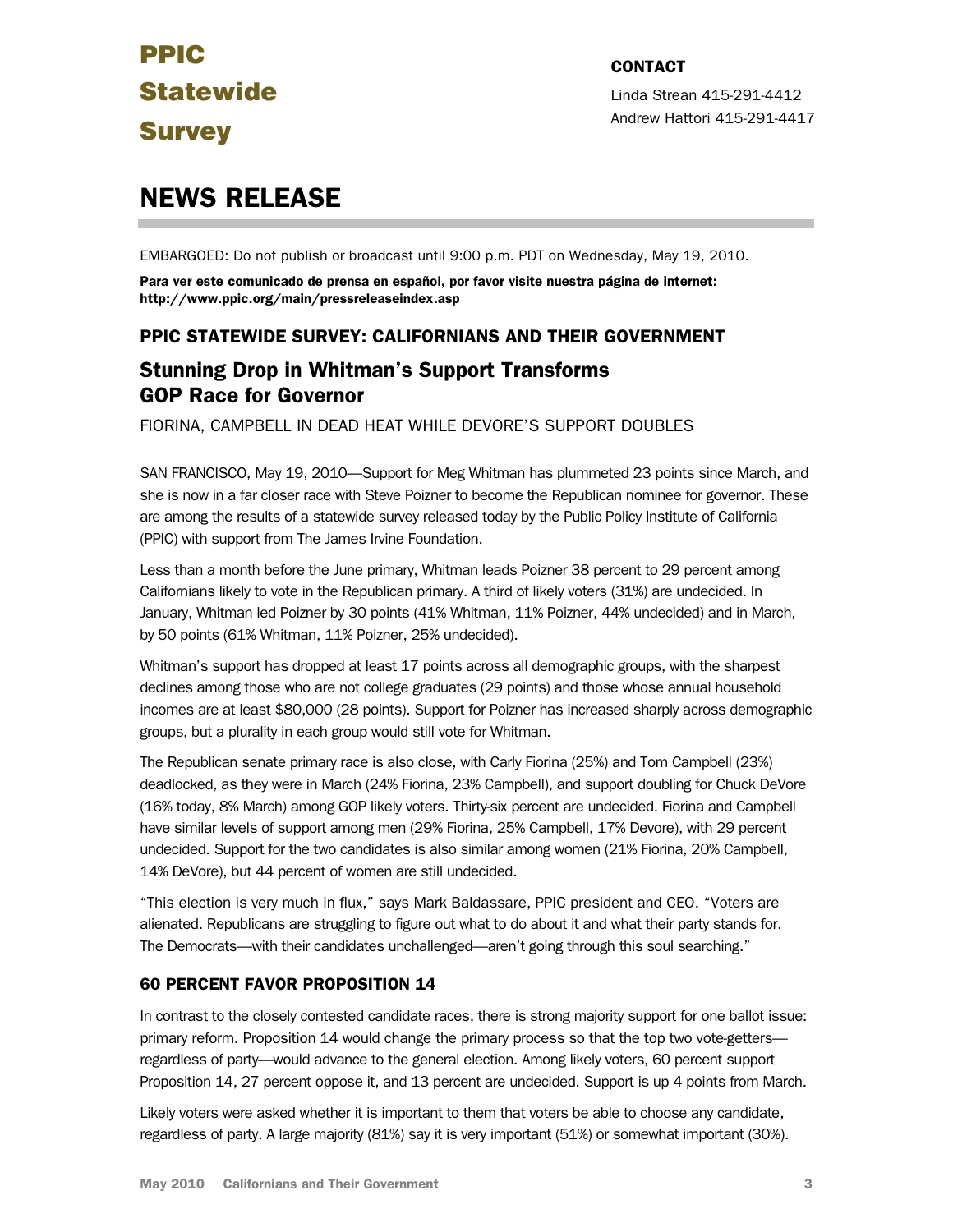# PPIC Statewide Survey

**CONTACT**

Linda Strean 415-291-4412
Andrew Hattori 415-291-4417

# NEWS RELEASE

EMBARGOED: Do not publish or broadcast until 9:00 p.m. PDT on Wednesday, May 19, 2010.

**Para ver este comunicado de prensa en español, por favor visite nuestra página de internet: http://www.ppic.org/main/pressreleaseindex.asp**

## PPIC STATEWIDE SURVEY: CALIFORNIANS AND THEIR GOVERNMENT

## Stunning Drop in Whitman's Support Transforms GOP Race for Governor

FIORINA, CAMPBELL IN DEAD HEAT WHILE DEVORE'S SUPPORT DOUBLES

SAN FRANCISCO, May 19, 2010—Support for Meg Whitman has plummeted 23 points since March, and she is now in a far closer race with Steve Poizner to become the Republican nominee for governor. These are among the results of a statewide survey released today by the Public Policy Institute of California (PPIC) with support from The James Irvine Foundation.

Less than a month before the June primary, Whitman leads Poizner 38 percent to 29 percent among Californians likely to vote in the Republican primary. A third of likely voters (31%) are undecided. In January, Whitman led Poizner by 30 points (41% Whitman, 11% Poizner, 44% undecided) and in March, by 50 points (61% Whitman, 11% Poizner, 25% undecided).

Whitman's support has dropped at least 17 points across all demographic groups, with the sharpest declines among those who are not college graduates (29 points) and those whose annual household incomes are at least $80,000 (28 points). Support for Poizner has increased sharply across demographic groups, but a plurality in each group would still vote for Whitman.

The Republican senate primary race is also close, with Carly Fiorina (25%) and Tom Campbell (23%) deadlocked, as they were in March (24% Fiorina, 23% Campbell), and support doubling for Chuck DeVore (16% today, 8% March) among GOP likely voters. Thirty-six percent are undecided. Fiorina and Campbell have similar levels of support among men (29% Fiorina, 25% Campbell, 17% Devore), with 29 percent undecided. Support for the two candidates is also similar among women (21% Fiorina, 20% Campbell, 14% DeVore), but 44 percent of women are still undecided.

"This election is very much in flux," says Mark Baldassare, PPIC president and CEO. "Voters are alienated. Republicans are struggling to figure out what to do about it and what their party stands for. The Democrats—with their candidates unchallenged—aren't going through this soul searching."

### 60 PERCENT FAVOR PROPOSITION 14

In contrast to the closely contested candidate races, there is strong majority support for one ballot issue: primary reform. Proposition 14 would change the primary process so that the top two vote-getters—regardless of party—would advance to the general election. Among likely voters, 60 percent support Proposition 14, 27 percent oppose it, and 13 percent are undecided. Support is up 4 points from March.

Likely voters were asked whether it is important to them that voters be able to choose any candidate, regardless of party. A large majority (81%) say it is very important (51%) or somewhat important (30%).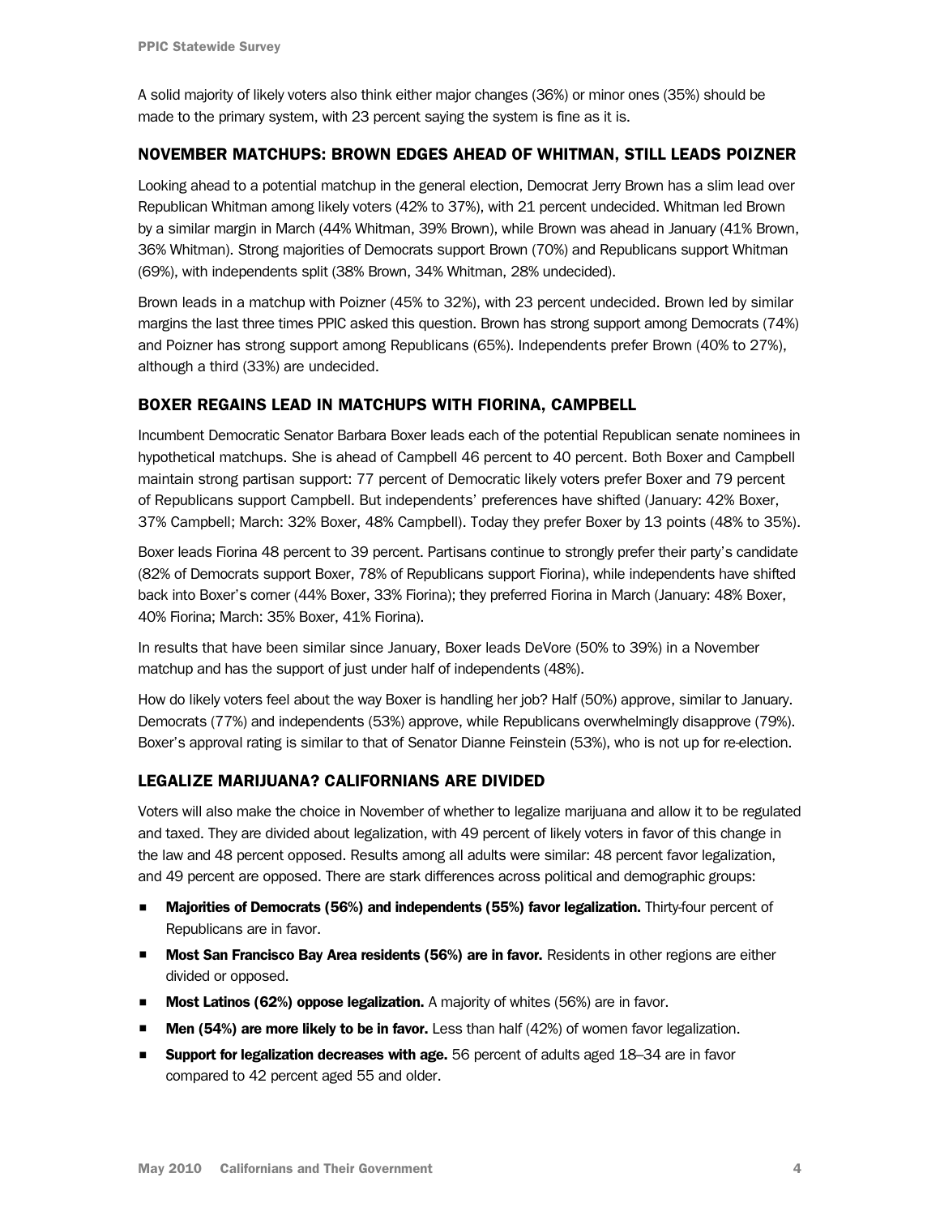A solid majority of likely voters also think either major changes (36%) or minor ones (35%) should be made to the primary system, with 23 percent saying the system is fine as it is.

## NOVEMBER MATCHUPS: BROWN EDGES AHEAD OF WHITMAN, STILL LEADS POIZNER

Looking ahead to a potential matchup in the general election, Democrat Jerry Brown has a slim lead over Republican Whitman among likely voters (42% to 37%), with 21 percent undecided. Whitman led Brown by a similar margin in March (44% Whitman, 39% Brown), while Brown was ahead in January (41% Brown, 36% Whitman). Strong majorities of Democrats support Brown (70%) and Republicans support Whitman (69%), with independents split (38% Brown, 34% Whitman, 28% undecided).

Brown leads in a matchup with Poizner (45% to 32%), with 23 percent undecided. Brown led by similar margins the last three times PPIC asked this question. Brown has strong support among Democrats (74%) and Poizner has strong support among Republicans (65%). Independents prefer Brown (40% to 27%), although a third (33%) are undecided.

## BOXER REGAINS LEAD IN MATCHUPS WITH FIORINA, CAMPBELL

Incumbent Democratic Senator Barbara Boxer leads each of the potential Republican senate nominees in hypothetical matchups. She is ahead of Campbell 46 percent to 40 percent. Both Boxer and Campbell maintain strong partisan support: 77 percent of Democratic likely voters prefer Boxer and 79 percent of Republicans support Campbell. But independents' preferences have shifted (January: 42% Boxer, 37% Campbell; March: 32% Boxer, 48% Campbell). Today they prefer Boxer by 13 points (48% to 35%).

Boxer leads Fiorina 48 percent to 39 percent. Partisans continue to strongly prefer their party's candidate (82% of Democrats support Boxer, 78% of Republicans support Fiorina), while independents have shifted back into Boxer's corner (44% Boxer, 33% Fiorina); they preferred Fiorina in March (January: 48% Boxer, 40% Fiorina; March: 35% Boxer, 41% Fiorina).

In results that have been similar since January, Boxer leads DeVore (50% to 39%) in a November matchup and has the support of just under half of independents (48%).

How do likely voters feel about the way Boxer is handling her job? Half (50%) approve, similar to January. Democrats (77%) and independents (53%) approve, while Republicans overwhelmingly disapprove (79%). Boxer's approval rating is similar to that of Senator Dianne Feinstein (53%), who is not up for re-election.

## LEGALIZE MARIJUANA? CALIFORNIANS ARE DIVIDED

Voters will also make the choice in November of whether to legalize marijuana and allow it to be regulated and taxed. They are divided about legalization, with 49 percent of likely voters in favor of this change in the law and 48 percent opposed. Results among all adults were similar: 48 percent favor legalization, and 49 percent are opposed. There are stark differences across political and demographic groups:

- **Majorities of Democrats (56%) and independents (55%) favor legalization.** Thirty-four percent of Republicans are in favor.
- **Most San Francisco Bay Area residents (56%) are in favor.** Residents in other regions are either divided or opposed.
- **Most Latinos (62%) oppose legalization.** A majority of whites (56%) are in favor.
- **Men (54%) are more likely to be in favor.** Less than half (42%) of women favor legalization.
- **Support for legalization decreases with age.** 56 percent of adults aged 18–34 are in favor compared to 42 percent aged 55 and older.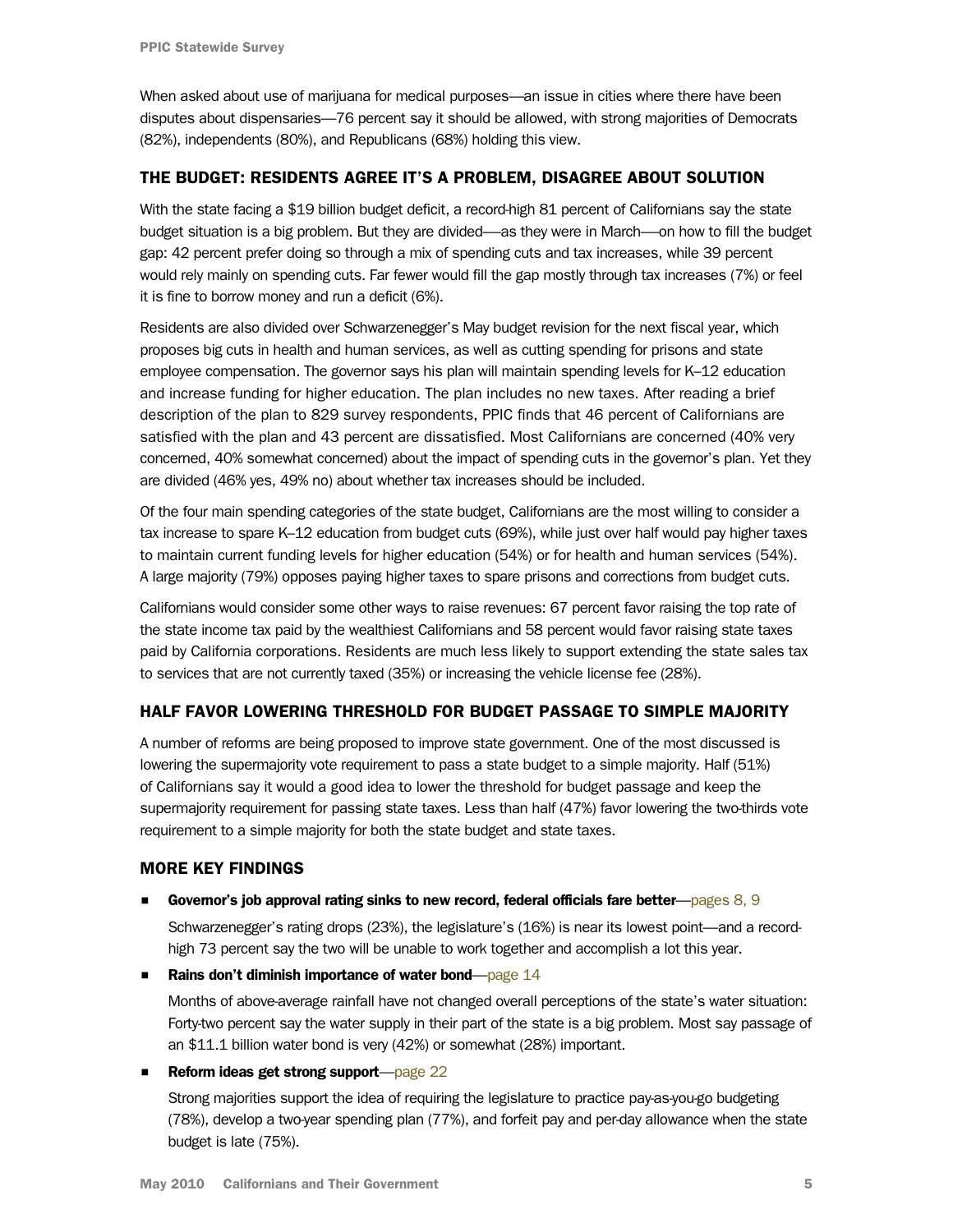When asked about use of marijuana for medical purposes—an issue in cities where there have been disputes about dispensaries—76 percent say it should be allowed, with strong majorities of Democrats (82%), independents (80%), and Republicans (68%) holding this view.

## THE BUDGET: RESIDENTS AGREE IT'S A PROBLEM, DISAGREE ABOUT SOLUTION

With the state facing a $19 billion budget deficit, a record-high 81 percent of Californians say the state budget situation is a big problem. But they are divided—as they were in March—on how to fill the budget gap: 42 percent prefer doing so through a mix of spending cuts and tax increases, while 39 percent would rely mainly on spending cuts. Far fewer would fill the gap mostly through tax increases (7%) or feel it is fine to borrow money and run a deficit (6%).

Residents are also divided over Schwarzenegger's May budget revision for the next fiscal year, which proposes big cuts in health and human services, as well as cutting spending for prisons and state employee compensation. The governor says his plan will maintain spending levels for K–12 education and increase funding for higher education. The plan includes no new taxes. After reading a brief description of the plan to 829 survey respondents, PPIC finds that 46 percent of Californians are satisfied with the plan and 43 percent are dissatisfied. Most Californians are concerned (40% very concerned, 40% somewhat concerned) about the impact of spending cuts in the governor's plan. Yet they are divided (46% yes, 49% no) about whether tax increases should be included.

Of the four main spending categories of the state budget, Californians are the most willing to consider a tax increase to spare K–12 education from budget cuts (69%), while just over half would pay higher taxes to maintain current funding levels for higher education (54%) or for health and human services (54%). A large majority (79%) opposes paying higher taxes to spare prisons and corrections from budget cuts.

Californians would consider some other ways to raise revenues: 67 percent favor raising the top rate of the state income tax paid by the wealthiest Californians and 58 percent would favor raising state taxes paid by California corporations. Residents are much less likely to support extending the state sales tax to services that are not currently taxed (35%) or increasing the vehicle license fee (28%).

## HALF FAVOR LOWERING THRESHOLD FOR BUDGET PASSAGE TO SIMPLE MAJORITY

A number of reforms are being proposed to improve state government. One of the most discussed is lowering the supermajority vote requirement to pass a state budget to a simple majority. Half (51%) of Californians say it would a good idea to lower the threshold for budget passage and keep the supermajority requirement for passing state taxes. Less than half (47%) favor lowering the two-thirds vote requirement to a simple majority for both the state budget and state taxes.

## MORE KEY FINDINGS

- **Governor's job approval rating sinks to new record, federal officials fare better**—pages 8, 9

  Schwarzenegger's rating drops (23%), the legislature's (16%) is near its lowest point—and a record-high 73 percent say the two will be unable to work together and accomplish a lot this year.

- **Rains don't diminish importance of water bond**—page 14

  Months of above-average rainfall have not changed overall perceptions of the state's water situation: Forty-two percent say the water supply in their part of the state is a big problem. Most say passage of an $11.1 billion water bond is very (42%) or somewhat (28%) important.

- **Reform ideas get strong support**—page 22

  Strong majorities support the idea of requiring the legislature to practice pay-as-you-go budgeting (78%), develop a two-year spending plan (77%), and forfeit pay and per-day allowance when the state budget is late (75%).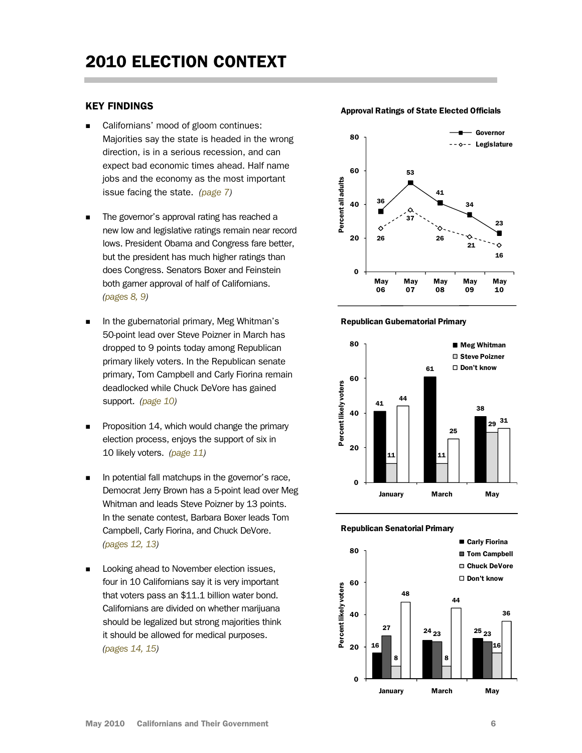# 2010 ELECTION CONTEXT

## KEY FINDINGS

- Californians' mood of gloom continues: Majorities say the state is headed in the wrong direction, is in a serious recession, and can expect bad economic times ahead. Half name jobs and the economy as the most important issue facing the state. *(page 7)*

- The governor's approval rating has reached a new low and legislative ratings remain near record lows. President Obama and Congress fare better, but the president has much higher ratings than does Congress. Senators Boxer and Feinstein both garner approval of half of Californians. *(pages 8, 9)*

- In the gubernatorial primary, Meg Whitman's 50-point lead over Steve Poizner in March has dropped to 9 points today among Republican primary likely voters. In the Republican senate primary, Tom Campbell and Carly Fiorina remain deadlocked while Chuck DeVore has gained support. *(page 10)*

- Proposition 14, which would change the primary election process, enjoys the support of six in 10 likely voters. *(page 11)*

- In potential fall matchups in the governor's race, Democrat Jerry Brown has a 5-point lead over Meg Whitman and leads Steve Poizner by 13 points. In the senate contest, Barbara Boxer leads Tom Campbell, Carly Fiorina, and Chuck DeVore. *(pages 12, 13)*

- Looking ahead to November election issues, four in 10 Californians say it is very important that voters pass an $11.1 billion water bond. Californians are divided on whether marijuana should be legalized but strong majorities think it should be allowed for medical purposes. *(pages 14, 15)*

**Approval Ratings of State Elected Officials**

Percent all adults

| | May 06 | May 07 | May 08 | May 09 | May 10 |
|---|---|---|---|---|---|
| Governor | 36 | 53 | 41 | 34 | 23 |
| Legislature | 26 | 37 | 26 | 21 | 16 |

**Republican Gubernatorial Primary**

Percent likely voters

| | January | March | May |
|---|---|---|---|
| Meg Whitman | 41 | 61 | 38 |
| Steve Poizner | 11 | 11 | 29 |
| Don't know | 44 | 25 | 31 |

**Republican Senatorial Primary**

Percent likely voters

| | January | March | May |
|---|---|---|---|
| Carly Fiorina | 16 | 24 | 25 |
| Tom Campbell | 27 | 23 | 23 |
| Chuck DeVore | 8 | 8 | 16 |
| Don't know | 48 | 44 | 36 |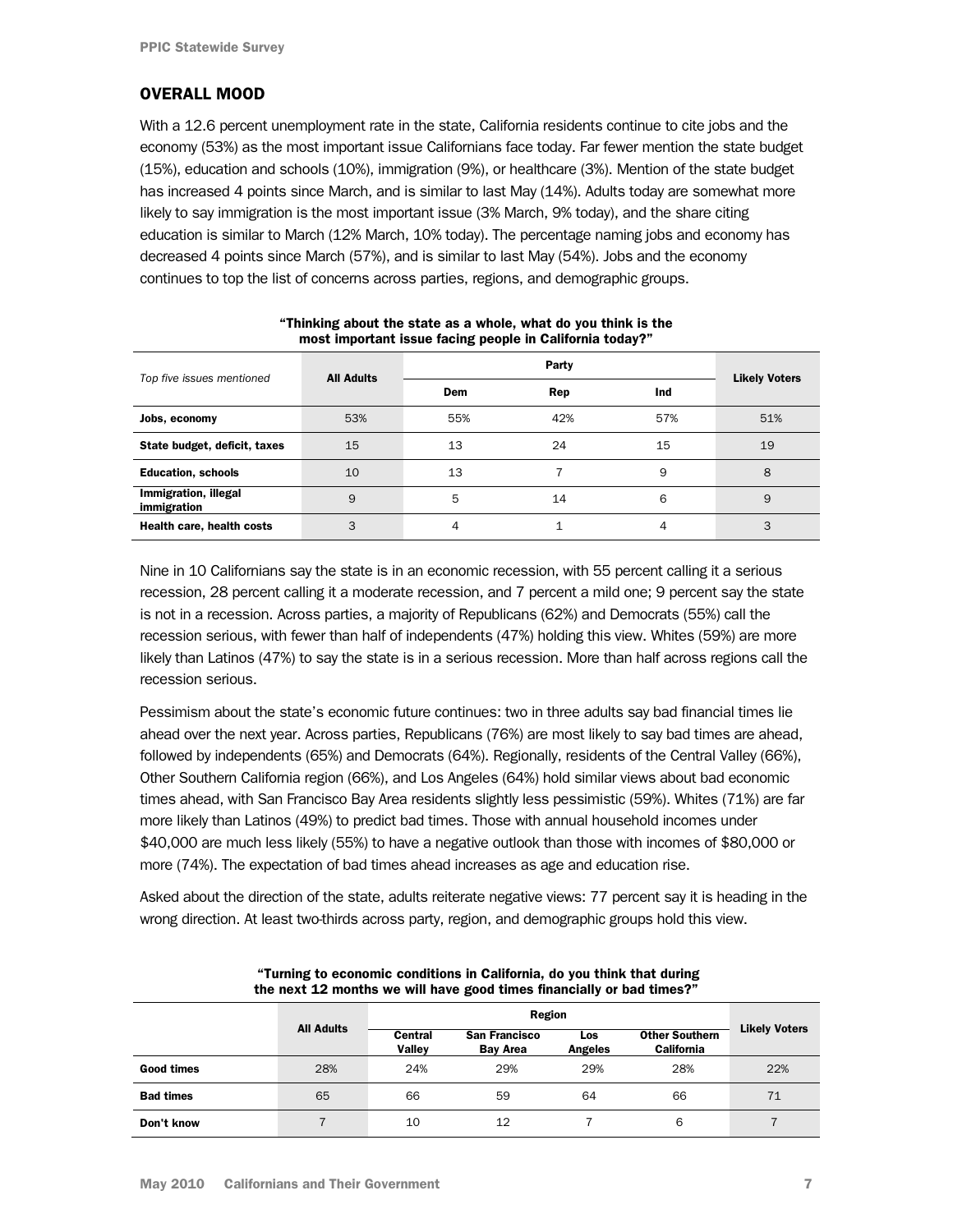## OVERALL MOOD

With a 12.6 percent unemployment rate in the state, California residents continue to cite jobs and the economy (53%) as the most important issue Californians face today. Far fewer mention the state budget (15%), education and schools (10%), immigration (9%), or healthcare (3%). Mention of the state budget has increased 4 points since March, and is similar to last May (14%). Adults today are somewhat more likely to say immigration is the most important issue (3% March, 9% today), and the share citing education is similar to March (12% March, 10% today). The percentage naming jobs and economy has decreased 4 points since March (57%), and is similar to last May (54%). Jobs and the economy continues to top the list of concerns across parties, regions, and demographic groups.

**"Thinking about the state as a whole, what do you think is the most important issue facing people in California today?"**

| *Top five issues mentioned* | All Adults | Party | | | Likely Voters |
|---|---|---|---|---|---|
| | | Dem | Rep | Ind | |
| **Jobs, economy** | 53% | 55% | 42% | 57% | 51% |
| **State budget, deficit, taxes** | 15 | 13 | 24 | 15 | 19 |
| **Education, schools** | 10 | 13 | 7 | 9 | 8 |
| **Immigration, illegal immigration** | 9 | 5 | 14 | 6 | 9 |
| **Health care, health costs** | 3 | 4 | 1 | 4 | 3 |

Nine in 10 Californians say the state is in an economic recession, with 55 percent calling it a serious recession, 28 percent calling it a moderate recession, and 7 percent a mild one; 9 percent say the state is not in a recession. Across parties, a majority of Republicans (62%) and Democrats (55%) call the recession serious, with fewer than half of independents (47%) holding this view. Whites (59%) are more likely than Latinos (47%) to say the state is in a serious recession. More than half across regions call the recession serious.

Pessimism about the state's economic future continues: two in three adults say bad financial times lie ahead over the next year. Across parties, Republicans (76%) are most likely to say bad times are ahead, followed by independents (65%) and Democrats (64%). Regionally, residents of the Central Valley (66%), Other Southern California region (66%), and Los Angeles (64%) hold similar views about bad economic times ahead, with San Francisco Bay Area residents slightly less pessimistic (59%). Whites (71%) are far more likely than Latinos (49%) to predict bad times. Those with annual household incomes under $40,000 are much less likely (55%) to have a negative outlook than those with incomes of $80,000 or more (74%). The expectation of bad times ahead increases as age and education rise.

Asked about the direction of the state, adults reiterate negative views: 77 percent say it is heading in the wrong direction. At least two-thirds across party, region, and demographic groups hold this view.

**"Turning to economic conditions in California, do you think that during the next 12 months we will have good times financially or bad times?"**

| | All Adults | Region | | | | Likely Voters |
|---|---|---|---|---|---|---|
| | | Central Valley | San Francisco Bay Area | Los Angeles | Other Southern California | |
| **Good times** | 28% | 24% | 29% | 29% | 28% | 22% |
| **Bad times** | 65 | 66 | 59 | 64 | 66 | 71 |
| **Don't know** | 7 | 10 | 12 | 7 | 6 | 7 |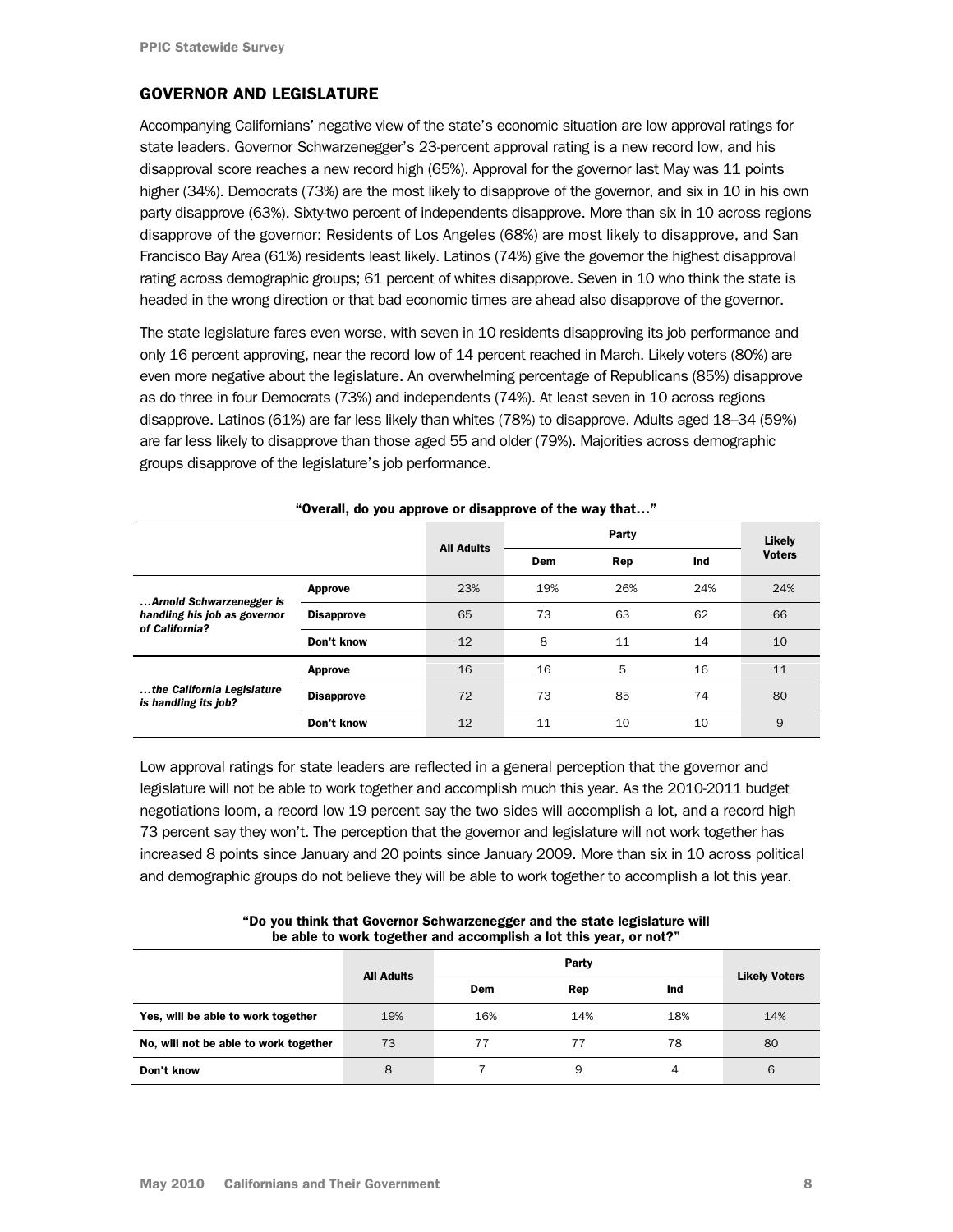## GOVERNOR AND LEGISLATURE

Accompanying Californians' negative view of the state's economic situation are low approval ratings for state leaders. Governor Schwarzenegger's 23-percent approval rating is a new record low, and his disapproval score reaches a new record high (65%). Approval for the governor last May was 11 points higher (34%). Democrats (73%) are the most likely to disapprove of the governor, and six in 10 in his own party disapprove (63%). Sixty-two percent of independents disapprove. More than six in 10 across regions disapprove of the governor: Residents of Los Angeles (68%) are most likely to disapprove, and San Francisco Bay Area (61%) residents least likely. Latinos (74%) give the governor the highest disapproval rating across demographic groups; 61 percent of whites disapprove. Seven in 10 who think the state is headed in the wrong direction or that bad economic times are ahead also disapprove of the governor.

The state legislature fares even worse, with seven in 10 residents disapproving its job performance and only 16 percent approving, near the record low of 14 percent reached in March. Likely voters (80%) are even more negative about the legislature. An overwhelming percentage of Republicans (85%) disapprove as do three in four Democrats (73%) and independents (74%). At least seven in 10 across regions disapprove. Latinos (61%) are far less likely than whites (78%) to disapprove. Adults aged 18–34 (59%) are far less likely to disapprove than those aged 55 and older (79%). Majorities across demographic groups disapprove of the legislature's job performance.

**"Overall, do you approve or disapprove of the way that…"**

| | | All Adults | Party | | | Likely Voters |
|---|---|---|---|---|---|---|
| | | | Dem | Rep | Ind | |
| *…Arnold Schwarzenegger is handling his job as governor of California?* | Approve | 23% | 19% | 26% | 24% | 24% |
| | Disapprove | 65 | 73 | 63 | 62 | 66 |
| | Don't know | 12 | 8 | 11 | 14 | 10 |
| *…the California Legislature is handling its job?* | Approve | 16 | 16 | 5 | 16 | 11 |
| | Disapprove | 72 | 73 | 85 | 74 | 80 |
| | Don't know | 12 | 11 | 10 | 10 | 9 |

Low approval ratings for state leaders are reflected in a general perception that the governor and legislature will not be able to work together and accomplish much this year. As the 2010-2011 budget negotiations loom, a record low 19 percent say the two sides will accomplish a lot, and a record high 73 percent say they won't. The perception that the governor and legislature will not work together has increased 8 points since January and 20 points since January 2009. More than six in 10 across political and demographic groups do not believe they will be able to work together to accomplish a lot this year.

**"Do you think that Governor Schwarzenegger and the state legislature will be able to work together and accomplish a lot this year, or not?"**

| | All Adults | Party | | | Likely Voters |
|---|---|---|---|---|---|
| | | Dem | Rep | Ind | |
| Yes, will be able to work together | 19% | 16% | 14% | 18% | 14% |
| No, will not be able to work together | 73 | 77 | 77 | 78 | 80 |
| Don't know | 8 | 7 | 9 | 4 | 6 |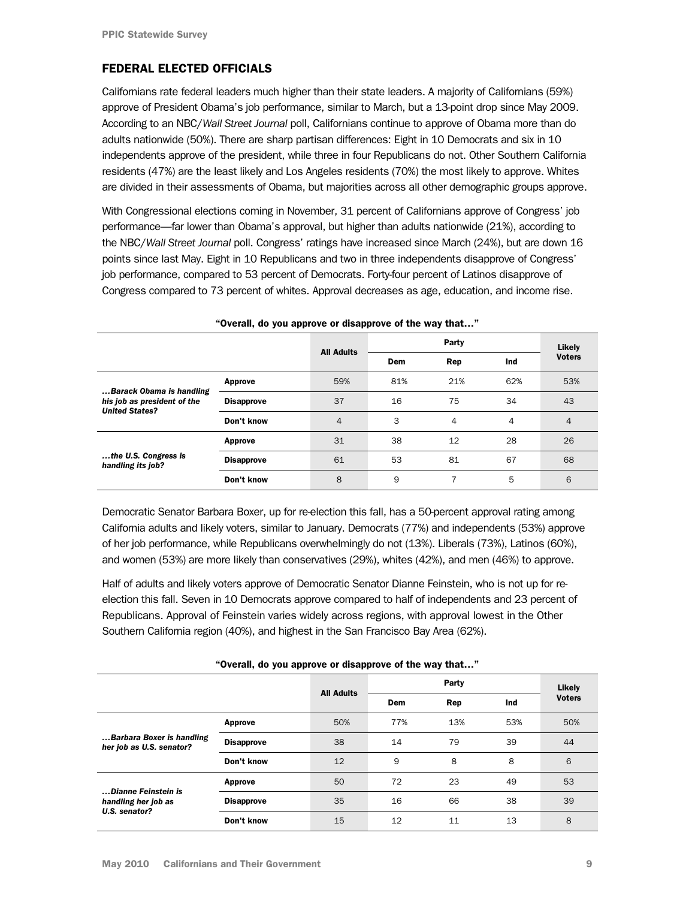## FEDERAL ELECTED OFFICIALS

Californians rate federal leaders much higher than their state leaders. A majority of Californians (59%) approve of President Obama's job performance, similar to March, but a 13-point drop since May 2009. According to an NBC/*Wall Street Journal* poll, Californians continue to approve of Obama more than do adults nationwide (50%). There are sharp partisan differences: Eight in 10 Democrats and six in 10 independents approve of the president, while three in four Republicans do not. Other Southern California residents (47%) are the least likely and Los Angeles residents (70%) the most likely to approve. Whites are divided in their assessments of Obama, but majorities across all other demographic groups approve.

With Congressional elections coming in November, 31 percent of Californians approve of Congress' job performance—far lower than Obama's approval, but higher than adults nationwide (21%), according to the NBC/*Wall Street Journal* poll. Congress' ratings have increased since March (24%), but are down 16 points since last May. Eight in 10 Republicans and two in three independents disapprove of Congress' job performance, compared to 53 percent of Democrats. Forty-four percent of Latinos disapprove of Congress compared to 73 percent of whites. Approval decreases as age, education, and income rise.

**"Overall, do you approve or disapprove of the way that…"**

| | | All Adults | Party | | | Likely Voters |
|---|---|---|---|---|---|---|
| | | | Dem | Rep | Ind | |
| *…Barack Obama is handling his job as president of the United States?* | **Approve** | 59% | 81% | 21% | 62% | 53% |
| | **Disapprove** | 37 | 16 | 75 | 34 | 43 |
| | **Don't know** | 4 | 3 | 4 | 4 | 4 |
| *…the U.S. Congress is handling its job?* | **Approve** | 31 | 38 | 12 | 28 | 26 |
| | **Disapprove** | 61 | 53 | 81 | 67 | 68 |
| | **Don't know** | 8 | 9 | 7 | 5 | 6 |

Democratic Senator Barbara Boxer, up for re-election this fall, has a 50-percent approval rating among California adults and likely voters, similar to January. Democrats (77%) and independents (53%) approve of her job performance, while Republicans overwhelmingly do not (13%). Liberals (73%), Latinos (60%), and women (53%) are more likely than conservatives (29%), whites (42%), and men (46%) to approve.

Half of adults and likely voters approve of Democratic Senator Dianne Feinstein, who is not up for re-election this fall. Seven in 10 Democrats approve compared to half of independents and 23 percent of Republicans. Approval of Feinstein varies widely across regions, with approval lowest in the Other Southern California region (40%), and highest in the San Francisco Bay Area (62%).

**"Overall, do you approve or disapprove of the way that…"**

| | | All Adults | Party | | | Likely Voters |
|---|---|---|---|---|---|---|
| | | | Dem | Rep | Ind | |
| *…Barbara Boxer is handling her job as U.S. senator?* | **Approve** | 50% | 77% | 13% | 53% | 50% |
| | **Disapprove** | 38 | 14 | 79 | 39 | 44 |
| | **Don't know** | 12 | 9 | 8 | 8 | 6 |
| *…Dianne Feinstein is handling her job as U.S. senator?* | **Approve** | 50 | 72 | 23 | 49 | 53 |
| | **Disapprove** | 35 | 16 | 66 | 38 | 39 |
| | **Don't know** | 15 | 12 | 11 | 13 | 8 |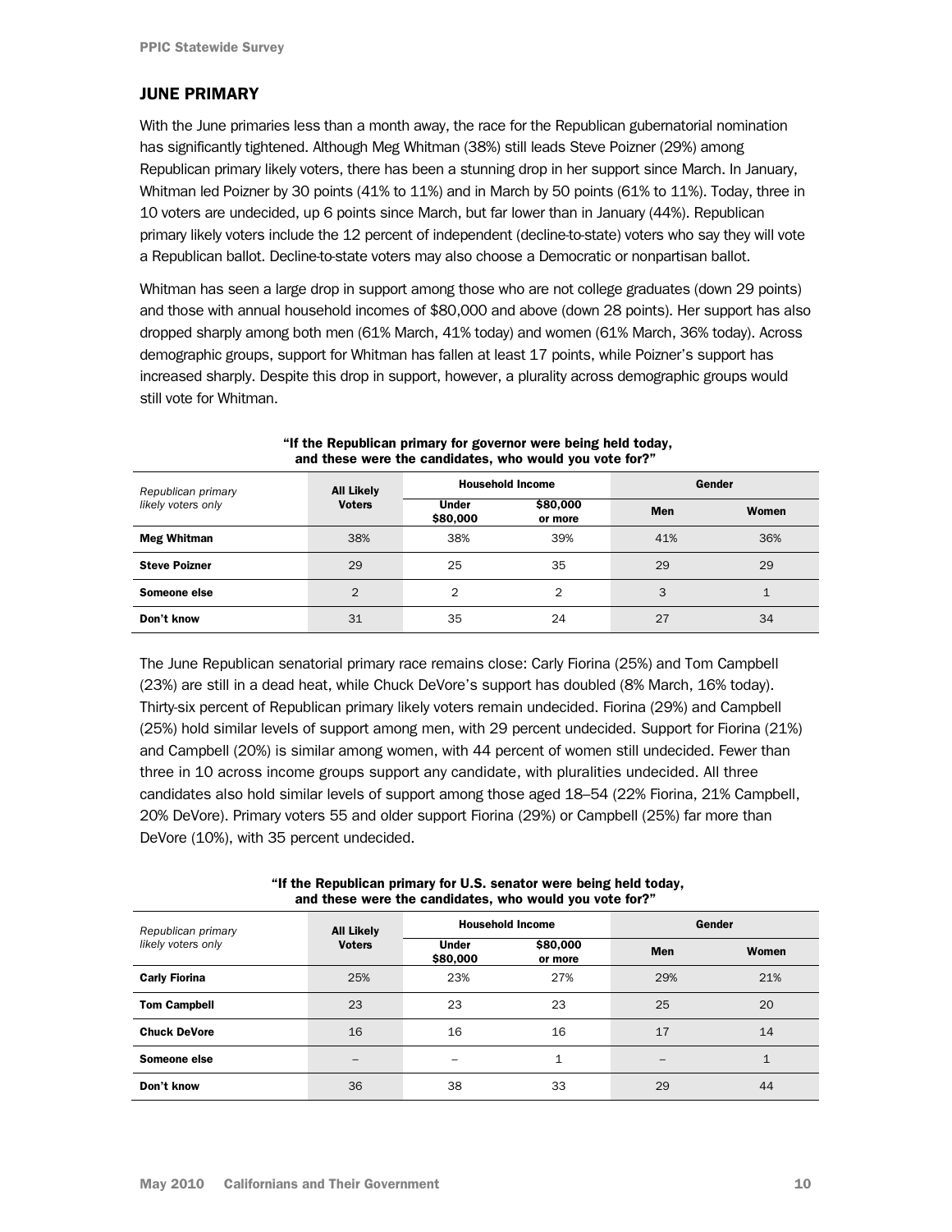## JUNE PRIMARY

With the June primaries less than a month away, the race for the Republican gubernatorial nomination has significantly tightened. Although Meg Whitman (38%) still leads Steve Poizner (29%) among Republican primary likely voters, there has been a stunning drop in her support since March. In January, Whitman led Poizner by 30 points (41% to 11%) and in March by 50 points (61% to 11%). Today, three in 10 voters are undecided, up 6 points since March, but far lower than in January (44%). Republican primary likely voters include the 12 percent of independent (decline-to-state) voters who say they will vote a Republican ballot. Decline-to-state voters may also choose a Democratic or nonpartisan ballot.

Whitman has seen a large drop in support among those who are not college graduates (down 29 points) and those with annual household incomes of $80,000 and above (down 28 points). Her support has also dropped sharply among both men (61% March, 41% today) and women (61% March, 36% today). Across demographic groups, support for Whitman has fallen at least 17 points, while Poizner's support has increased sharply. Despite this drop in support, however, a plurality across demographic groups would still vote for Whitman.

**"If the Republican primary for governor were being held today, and these were the candidates, who would you vote for?"**

| *Republican primary likely voters only* | All Likely Voters | Household Income | | Gender | |
|---|---|---|---|---|---|
| | | Under $80,000 | $80,000 or more | Men | Women |
| **Meg Whitman** | 38% | 38% | 39% | 41% | 36% |
| **Steve Poizner** | 29 | 25 | 35 | 29 | 29 |
| **Someone else** | 2 | 2 | 2 | 3 | 1 |
| **Don't know** | 31 | 35 | 24 | 27 | 34 |

The June Republican senatorial primary race remains close: Carly Fiorina (25%) and Tom Campbell (23%) are still in a dead heat, while Chuck DeVore's support has doubled (8% March, 16% today). Thirty-six percent of Republican primary likely voters remain undecided. Fiorina (29%) and Campbell (25%) hold similar levels of support among men, with 29 percent undecided. Support for Fiorina (21%) and Campbell (20%) is similar among women, with 44 percent of women still undecided. Fewer than three in 10 across income groups support any candidate, with pluralities undecided. All three candidates also hold similar levels of support among those aged 18–54 (22% Fiorina, 21% Campbell, 20% DeVore). Primary voters 55 and older support Fiorina (29%) or Campbell (25%) far more than DeVore (10%), with 35 percent undecided.

**"If the Republican primary for U.S. senator were being held today, and these were the candidates, who would you vote for?"**

| *Republican primary likely voters only* | All Likely Voters | Household Income | | Gender | |
|---|---|---|---|---|---|
| | | Under $80,000 | $80,000 or more | Men | Women |
| **Carly Fiorina** | 25% | 23% | 27% | 29% | 21% |
| **Tom Campbell** | 23 | 23 | 23 | 25 | 20 |
| **Chuck DeVore** | 16 | 16 | 16 | 17 | 14 |
| **Someone else** | – | – | 1 | – | 1 |
| **Don't know** | 36 | 38 | 33 | 29 | 44 |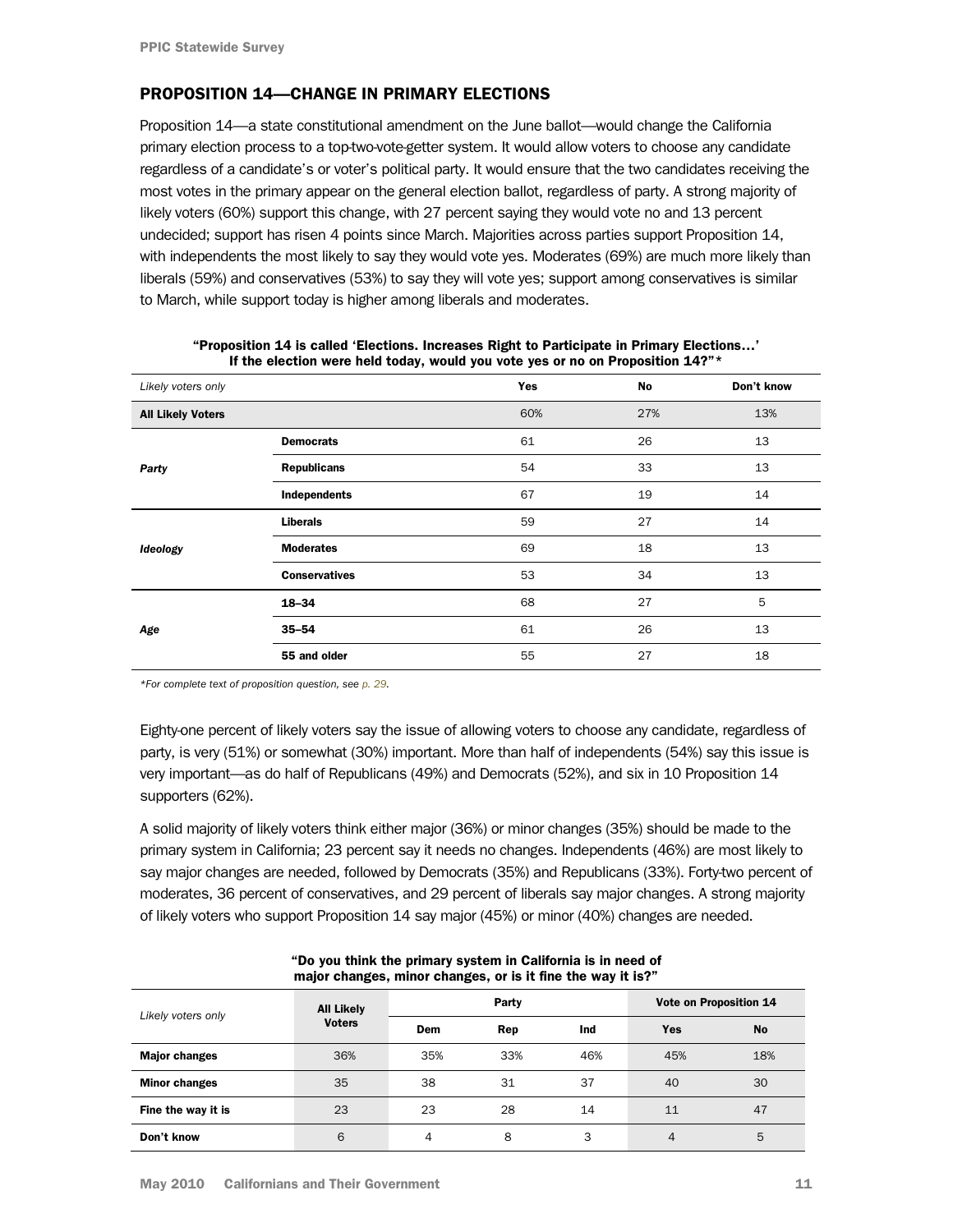## PROPOSITION 14—CHANGE IN PRIMARY ELECTIONS

Proposition 14—a state constitutional amendment on the June ballot—would change the California primary election process to a top-two-vote-getter system. It would allow voters to choose any candidate regardless of a candidate's or voter's political party. It would ensure that the two candidates receiving the most votes in the primary appear on the general election ballot, regardless of party. A strong majority of likely voters (60%) support this change, with 27 percent saying they would vote no and 13 percent undecided; support has risen 4 points since March. Majorities across parties support Proposition 14, with independents the most likely to say they would vote yes. Moderates (69%) are much more likely than liberals (59%) and conservatives (53%) to say they will vote yes; support among conservatives is similar to March, while support today is higher among liberals and moderates.

**"Proposition 14 is called 'Elections. Increases Right to Participate in Primary Elections…' If the election were held today, would you vote yes or no on Proposition 14?"***

| *Likely voters only* | | Yes | No | Don't know |
|---|---|---|---|---|
| **All Likely Voters** | | 60% | 27% | 13% |
| ***Party*** | **Democrats** | 61 | 26 | 13 |
| | **Republicans** | 54 | 33 | 13 |
| | **Independents** | 67 | 19 | 14 |
| ***Ideology*** | **Liberals** | 59 | 27 | 14 |
| | **Moderates** | 69 | 18 | 13 |
| | **Conservatives** | 53 | 34 | 13 |
| ***Age*** | **18–34** | 68 | 27 | 5 |
| | **35–54** | 61 | 26 | 13 |
| | **55 and older** | 55 | 27 | 18 |

*For complete text of proposition question, see p. 29.*

Eighty-one percent of likely voters say the issue of allowing voters to choose any candidate, regardless of party, is very (51%) or somewhat (30%) important. More than half of independents (54%) say this issue is very important—as do half of Republicans (49%) and Democrats (52%), and six in 10 Proposition 14 supporters (62%).

A solid majority of likely voters think either major (36%) or minor changes (35%) should be made to the primary system in California; 23 percent say it needs no changes. Independents (46%) are most likely to say major changes are needed, followed by Democrats (35%) and Republicans (33%). Forty-two percent of moderates, 36 percent of conservatives, and 29 percent of liberals say major changes. A strong majority of likely voters who support Proposition 14 say major (45%) or minor (40%) changes are needed.

**"Do you think the primary system in California is in need of major changes, minor changes, or is it fine the way it is?"**

| *Likely voters only* | All Likely Voters | Party | | | Vote on Proposition 14 | |
|---|---|---|---|---|---|---|
| | | Dem | Rep | Ind | Yes | No |
| **Major changes** | 36% | 35% | 33% | 46% | 45% | 18% |
| **Minor changes** | 35 | 38 | 31 | 37 | 40 | 30 |
| **Fine the way it is** | 23 | 23 | 28 | 14 | 11 | 47 |
| **Don't know** | 6 | 4 | 8 | 3 | 4 | 5 |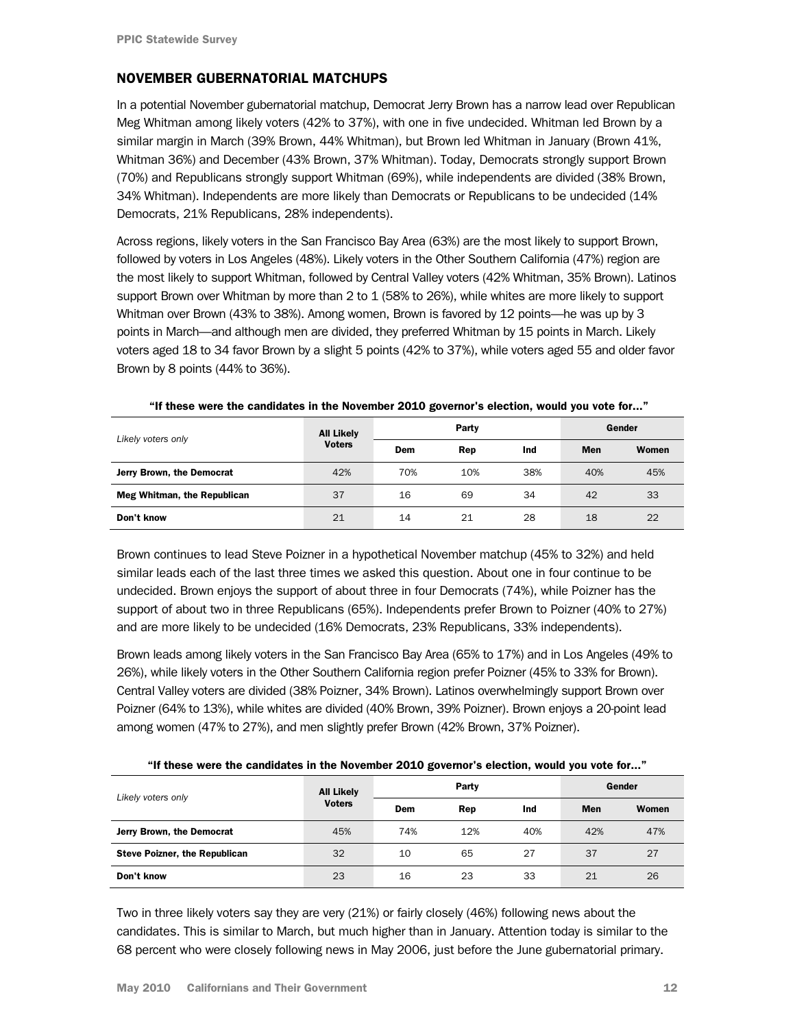## NOVEMBER GUBERNATORIAL MATCHUPS

In a potential November gubernatorial matchup, Democrat Jerry Brown has a narrow lead over Republican Meg Whitman among likely voters (42% to 37%), with one in five undecided. Whitman led Brown by a similar margin in March (39% Brown, 44% Whitman), but Brown led Whitman in January (Brown 41%, Whitman 36%) and December (43% Brown, 37% Whitman). Today, Democrats strongly support Brown (70%) and Republicans strongly support Whitman (69%), while independents are divided (38% Brown, 34% Whitman). Independents are more likely than Democrats or Republicans to be undecided (14% Democrats, 21% Republicans, 28% independents).

Across regions, likely voters in the San Francisco Bay Area (63%) are the most likely to support Brown, followed by voters in Los Angeles (48%). Likely voters in the Other Southern California (47%) region are the most likely to support Whitman, followed by Central Valley voters (42% Whitman, 35% Brown). Latinos support Brown over Whitman by more than 2 to 1 (58% to 26%), while whites are more likely to support Whitman over Brown (43% to 38%). Among women, Brown is favored by 12 points—he was up by 3 points in March—and although men are divided, they preferred Whitman by 15 points in March. Likely voters aged 18 to 34 favor Brown by a slight 5 points (42% to 37%), while voters aged 55 and older favor Brown by 8 points (44% to 36%).

**"If these were the candidates in the November 2010 governor's election, would you vote for..."**

| *Likely voters only* | All Likely Voters | Party | | | Gender | |
|---|---|---|---|---|---|---|
| | | Dem | Rep | Ind | Men | Women |
| **Jerry Brown, the Democrat** | 42% | 70% | 10% | 38% | 40% | 45% |
| **Meg Whitman, the Republican** | 37 | 16 | 69 | 34 | 42 | 33 |
| **Don't know** | 21 | 14 | 21 | 28 | 18 | 22 |

Brown continues to lead Steve Poizner in a hypothetical November matchup (45% to 32%) and held similar leads each of the last three times we asked this question. About one in four continue to be undecided. Brown enjoys the support of about three in four Democrats (74%), while Poizner has the support of about two in three Republicans (65%). Independents prefer Brown to Poizner (40% to 27%) and are more likely to be undecided (16% Democrats, 23% Republicans, 33% independents).

Brown leads among likely voters in the San Francisco Bay Area (65% to 17%) and in Los Angeles (49% to 26%), while likely voters in the Other Southern California region prefer Poizner (45% to 33% for Brown). Central Valley voters are divided (38% Poizner, 34% Brown). Latinos overwhelmingly support Brown over Poizner (64% to 13%), while whites are divided (40% Brown, 39% Poizner). Brown enjoys a 20-point lead among women (47% to 27%), and men slightly prefer Brown (42% Brown, 37% Poizner).

**"If these were the candidates in the November 2010 governor's election, would you vote for..."**

| *Likely voters only* | All Likely Voters | Party | | | Gender | |
|---|---|---|---|---|---|---|
| | | Dem | Rep | Ind | Men | Women |
| **Jerry Brown, the Democrat** | 45% | 74% | 12% | 40% | 42% | 47% |
| **Steve Poizner, the Republican** | 32 | 10 | 65 | 27 | 37 | 27 |
| **Don't know** | 23 | 16 | 23 | 33 | 21 | 26 |

Two in three likely voters say they are very (21%) or fairly closely (46%) following news about the candidates. This is similar to March, but much higher than in January. Attention today is similar to the 68 percent who were closely following news in May 2006, just before the June gubernatorial primary.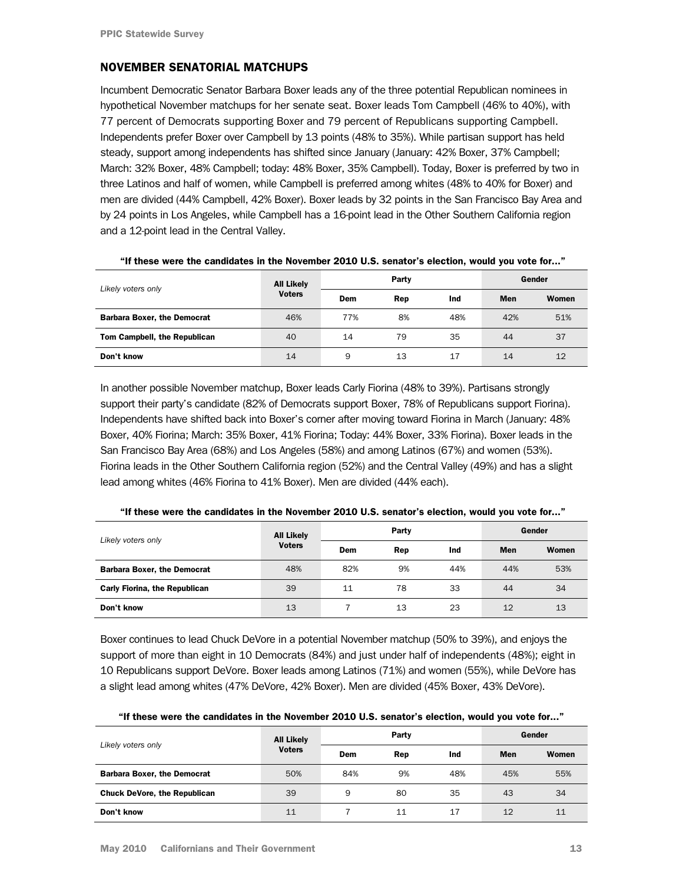## NOVEMBER SENATORIAL MATCHUPS

Incumbent Democratic Senator Barbara Boxer leads any of the three potential Republican nominees in hypothetical November matchups for her senate seat. Boxer leads Tom Campbell (46% to 40%), with 77 percent of Democrats supporting Boxer and 79 percent of Republicans supporting Campbell. Independents prefer Boxer over Campbell by 13 points (48% to 35%). While partisan support has held steady, support among independents has shifted since January (January: 42% Boxer, 37% Campbell; March: 32% Boxer, 48% Campbell; today: 48% Boxer, 35% Campbell). Today, Boxer is preferred by two in three Latinos and half of women, while Campbell is preferred among whites (48% to 40% for Boxer) and men are divided (44% Campbell, 42% Boxer). Boxer leads by 32 points in the San Francisco Bay Area and by 24 points in Los Angeles, while Campbell has a 16-point lead in the Other Southern California region and a 12-point lead in the Central Valley.

**"If these were the candidates in the November 2010 U.S. senator's election, would you vote for…"**

| *Likely voters only* | All Likely Voters | Party | | | Gender | |
|---|---|---|---|---|---|---|
| | | Dem | Rep | Ind | Men | Women |
| **Barbara Boxer, the Democrat** | 46% | 77% | 8% | 48% | 42% | 51% |
| **Tom Campbell, the Republican** | 40 | 14 | 79 | 35 | 44 | 37 |
| **Don't know** | 14 | 9 | 13 | 17 | 14 | 12 |

In another possible November matchup, Boxer leads Carly Fiorina (48% to 39%). Partisans strongly support their party's candidate (82% of Democrats support Boxer, 78% of Republicans support Fiorina). Independents have shifted back into Boxer's corner after moving toward Fiorina in March (January: 48% Boxer, 40% Fiorina; March: 35% Boxer, 41% Fiorina; Today: 44% Boxer, 33% Fiorina). Boxer leads in the San Francisco Bay Area (68%) and Los Angeles (58%) and among Latinos (67%) and women (53%). Fiorina leads in the Other Southern California region (52%) and the Central Valley (49%) and has a slight lead among whites (46% Fiorina to 41% Boxer). Men are divided (44% each).

**"If these were the candidates in the November 2010 U.S. senator's election, would you vote for…"**

| *Likely voters only* | All Likely Voters | Party | | | Gender | |
|---|---|---|---|---|---|---|
| | | Dem | Rep | Ind | Men | Women |
| **Barbara Boxer, the Democrat** | 48% | 82% | 9% | 44% | 44% | 53% |
| **Carly Fiorina, the Republican** | 39 | 11 | 78 | 33 | 44 | 34 |
| **Don't know** | 13 | 7 | 13 | 23 | 12 | 13 |

Boxer continues to lead Chuck DeVore in a potential November matchup (50% to 39%), and enjoys the support of more than eight in 10 Democrats (84%) and just under half of independents (48%); eight in 10 Republicans support DeVore. Boxer leads among Latinos (71%) and women (55%), while DeVore has a slight lead among whites (47% DeVore, 42% Boxer). Men are divided (45% Boxer, 43% DeVore).

**"If these were the candidates in the November 2010 U.S. senator's election, would you vote for…"**

| *Likely voters only* | All Likely Voters | Party | | | Gender | |
|---|---|---|---|---|---|---|
| | | Dem | Rep | Ind | Men | Women |
| **Barbara Boxer, the Democrat** | 50% | 84% | 9% | 48% | 45% | 55% |
| **Chuck DeVore, the Republican** | 39 | 9 | 80 | 35 | 43 | 34 |
| **Don't know** | 11 | 7 | 11 | 17 | 12 | 11 |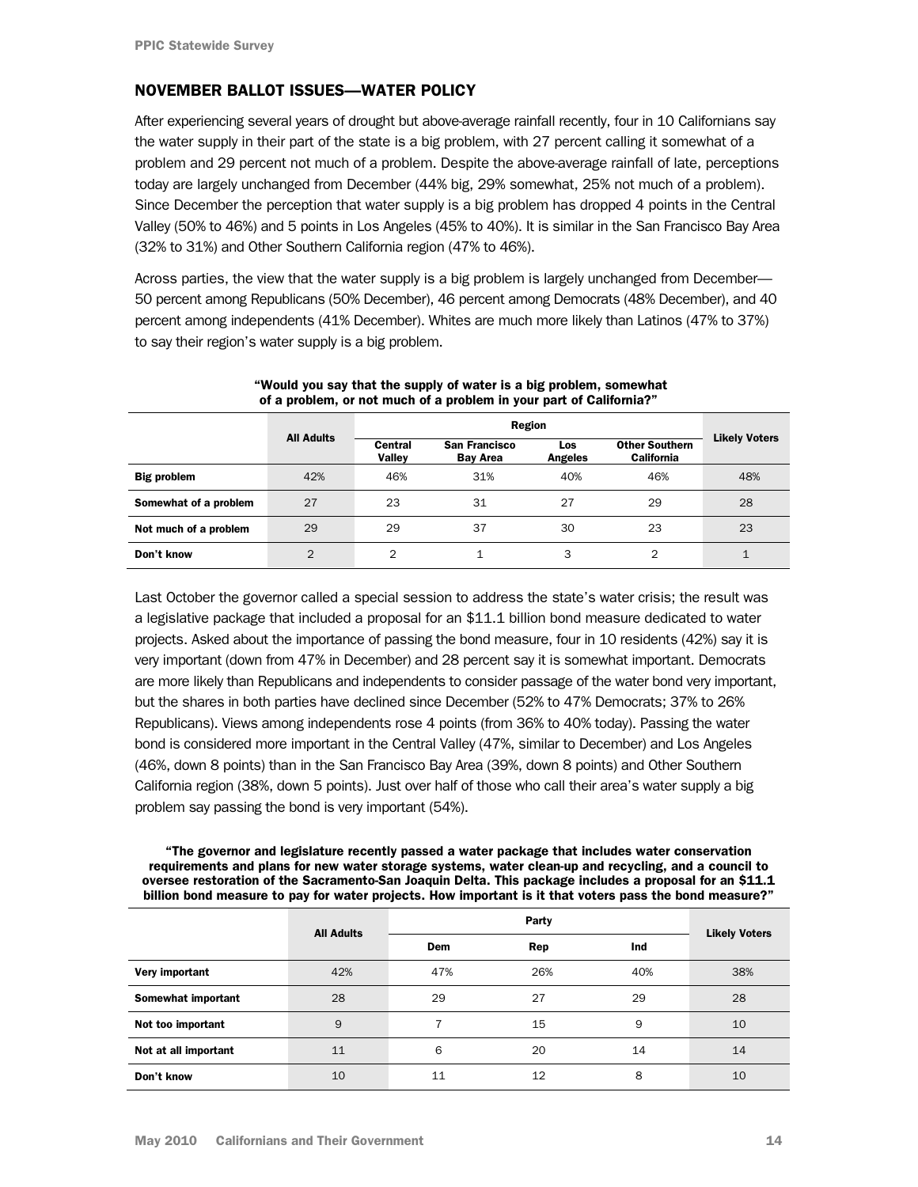## NOVEMBER BALLOT ISSUES—WATER POLICY

After experiencing several years of drought but above-average rainfall recently, four in 10 Californians say the water supply in their part of the state is a big problem, with 27 percent calling it somewhat of a problem and 29 percent not much of a problem. Despite the above-average rainfall of late, perceptions today are largely unchanged from December (44% big, 29% somewhat, 25% not much of a problem). Since December the perception that water supply is a big problem has dropped 4 points in the Central Valley (50% to 46%) and 5 points in Los Angeles (45% to 40%). It is similar in the San Francisco Bay Area (32% to 31%) and Other Southern California region (47% to 46%).

Across parties, the view that the water supply is a big problem is largely unchanged from December—50 percent among Republicans (50% December), 46 percent among Democrats (48% December), and 40 percent among independents (41% December). Whites are much more likely than Latinos (47% to 37%) to say their region's water supply is a big problem.

**"Would you say that the supply of water is a big problem, somewhat of a problem, or not much of a problem in your part of California?"**

| | All Adults | Region | | | | Likely Voters |
|---|---|---|---|---|---|---|
| | | Central Valley | San Francisco Bay Area | Los Angeles | Other Southern California | |
| **Big problem** | 42% | 46% | 31% | 40% | 46% | 48% |
| **Somewhat of a problem** | 27 | 23 | 31 | 27 | 29 | 28 |
| **Not much of a problem** | 29 | 29 | 37 | 30 | 23 | 23 |
| **Don't know** | 2 | 2 | 1 | 3 | 2 | 1 |

Last October the governor called a special session to address the state's water crisis; the result was a legislative package that included a proposal for an $11.1 billion bond measure dedicated to water projects. Asked about the importance of passing the bond measure, four in 10 residents (42%) say it is very important (down from 47% in December) and 28 percent say it is somewhat important. Democrats are more likely than Republicans and independents to consider passage of the water bond very important, but the shares in both parties have declined since December (52% to 47% Democrats; 37% to 26% Republicans). Views among independents rose 4 points (from 36% to 40% today). Passing the water bond is considered more important in the Central Valley (47%, similar to December) and Los Angeles (46%, down 8 points) than in the San Francisco Bay Area (39%, down 8 points) and Other Southern California region (38%, down 5 points). Just over half of those who call their area's water supply a big problem say passing the bond is very important (54%).

**"The governor and legislature recently passed a water package that includes water conservation requirements and plans for new water storage systems, water clean-up and recycling, and a council to oversee restoration of the Sacramento-San Joaquin Delta. This package includes a proposal for an $11.1 billion bond measure to pay for water projects. How important is it that voters pass the bond measure?"**

| | All Adults | Party | | | Likely Voters |
|---|---|---|---|---|---|
| | | Dem | Rep | Ind | |
| **Very important** | 42% | 47% | 26% | 40% | 38% |
| **Somewhat important** | 28 | 29 | 27 | 29 | 28 |
| **Not too important** | 9 | 7 | 15 | 9 | 10 |
| **Not at all important** | 11 | 6 | 20 | 14 | 14 |
| **Don't know** | 10 | 11 | 12 | 8 | 10 |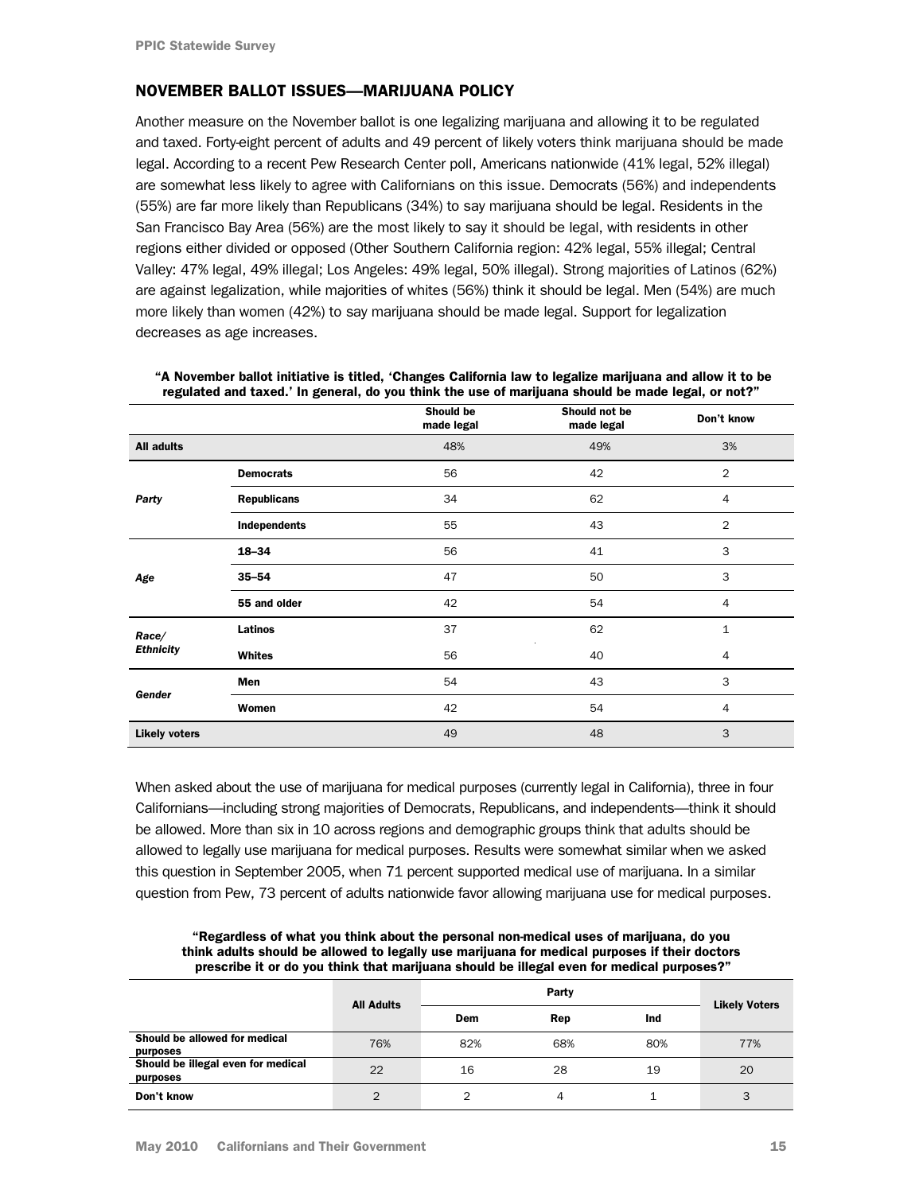## NOVEMBER BALLOT ISSUES—MARIJUANA POLICY

Another measure on the November ballot is one legalizing marijuana and allowing it to be regulated and taxed. Forty-eight percent of adults and 49 percent of likely voters think marijuana should be made legal. According to a recent Pew Research Center poll, Americans nationwide (41% legal, 52% illegal) are somewhat less likely to agree with Californians on this issue. Democrats (56%) and independents (55%) are far more likely than Republicans (34%) to say marijuana should be legal. Residents in the San Francisco Bay Area (56%) are the most likely to say it should be legal, with residents in other regions either divided or opposed (Other Southern California region: 42% legal, 55% illegal; Central Valley: 47% legal, 49% illegal; Los Angeles: 49% legal, 50% illegal). Strong majorities of Latinos (62%) are against legalization, while majorities of whites (56%) think it should be legal. Men (54%) are much more likely than women (42%) to say marijuana should be made legal. Support for legalization decreases as age increases.

**"A November ballot initiative is titled, 'Changes California law to legalize marijuana and allow it to be regulated and taxed.' In general, do you think the use of marijuana should be made legal, or not?"**

| | | Should be made legal | Should not be made legal | Don't know |
|---|---|---|---|---|
| **All adults** | | 48% | 49% | 3% |
| *Party* | **Democrats** | 56 | 42 | 2 |
| | **Republicans** | 34 | 62 | 4 |
| | **Independents** | 55 | 43 | 2 |
| *Age* | **18–34** | 56 | 41 | 3 |
| | **35–54** | 47 | 50 | 3 |
| | **55 and older** | 42 | 54 | 4 |
| *Race/ Ethnicity* | **Latinos** | 37 | 62 | 1 |
| | **Whites** | 56 | 40 | 4 |
| *Gender* | **Men** | 54 | 43 | 3 |
| | **Women** | 42 | 54 | 4 |
| **Likely voters** | | 49 | 48 | 3 |

When asked about the use of marijuana for medical purposes (currently legal in California), three in four Californians—including strong majorities of Democrats, Republicans, and independents—think it should be allowed. More than six in 10 across regions and demographic groups think that adults should be allowed to legally use marijuana for medical purposes. Results were somewhat similar when we asked this question in September 2005, when 71 percent supported medical use of marijuana. In a similar question from Pew, 73 percent of adults nationwide favor allowing marijuana use for medical purposes.

**"Regardless of what you think about the personal non-medical uses of marijuana, do you think adults should be allowed to legally use marijuana for medical purposes if their doctors prescribe it or do you think that marijuana should be illegal even for medical purposes?"**

| | All Adults | Party | | | Likely Voters |
|---|---|---|---|---|---|
| | | Dem | Rep | Ind | |
| **Should be allowed for medical purposes** | 76% | 82% | 68% | 80% | 77% |
| **Should be illegal even for medical purposes** | 22 | 16 | 28 | 19 | 20 |
| **Don't know** | 2 | 2 | 4 | 1 | 3 |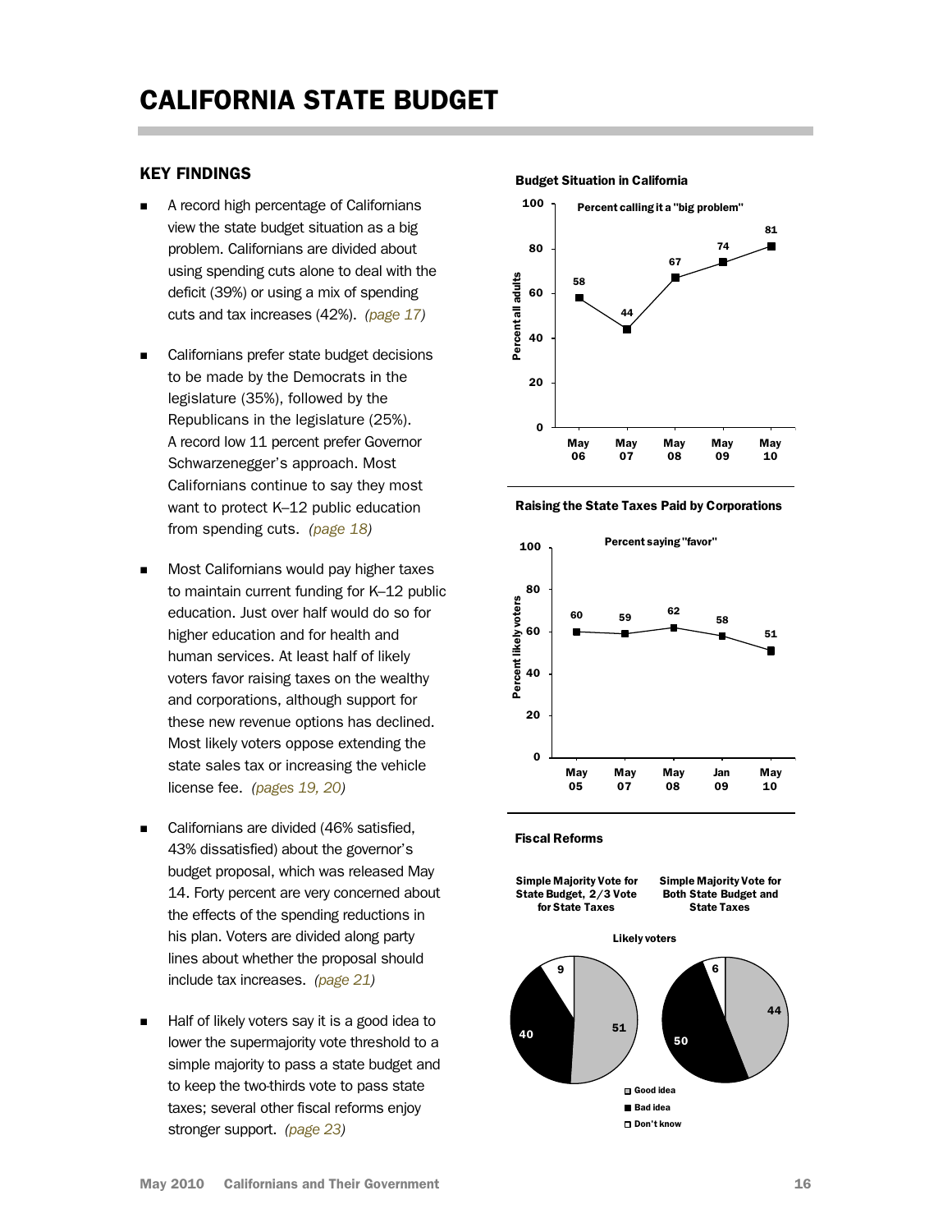# CALIFORNIA STATE BUDGET

## KEY FINDINGS

- A record high percentage of Californians view the state budget situation as a big problem. Californians are divided about using spending cuts alone to deal with the deficit (39%) or using a mix of spending cuts and tax increases (42%). *(page 17)*

- Californians prefer state budget decisions to be made by the Democrats in the legislature (35%), followed by the Republicans in the legislature (25%). A record low 11 percent prefer Governor Schwarzenegger's approach. Most Californians continue to say they most want to protect K–12 public education from spending cuts. *(page 18)*

- Most Californians would pay higher taxes to maintain current funding for K–12 public education. Just over half would do so for higher education and for health and human services. At least half of likely voters favor raising taxes on the wealthy and corporations, although support for these new revenue options has declined. Most likely voters oppose extending the state sales tax or increasing the vehicle license fee. *(pages 19, 20)*

- Californians are divided (46% satisfied, 43% dissatisfied) about the governor's budget proposal, which was released May 14. Forty percent are very concerned about the effects of the spending reductions in his plan. Voters are divided along party lines about whether the proposal should include tax increases. *(page 21)*

- Half of likely voters say it is a good idea to lower the supermajority vote threshold to a simple majority to pass a state budget and to keep the two-thirds vote to pass state taxes; several other fiscal reforms enjoy stronger support. *(page 23)*

**Budget Situation in California**

Percent calling it a "big problem" (Percent all adults)

| May 06 | May 07 | May 08 | May 09 | May 10 |
|---|---|---|---|---|
| 58 | 44 | 67 | 74 | 81 |

**Raising the State Taxes Paid by Corporations**

Percent saying "favor" (Percent likely voters)

| May 05 | May 07 | May 08 | Jan 09 | May 10 |
|---|---|---|---|---|
| 60 | 59 | 62 | 58 | 51 |

**Fiscal Reforms**

Likely voters

| | Simple Majority Vote for State Budget, 2/3 Vote for State Taxes | Simple Majority Vote for Both State Budget and State Taxes |
|---|---|---|
| Good idea | 51 | 44 |
| Bad idea | 40 | 50 |
| Don't know | 9 | 6 |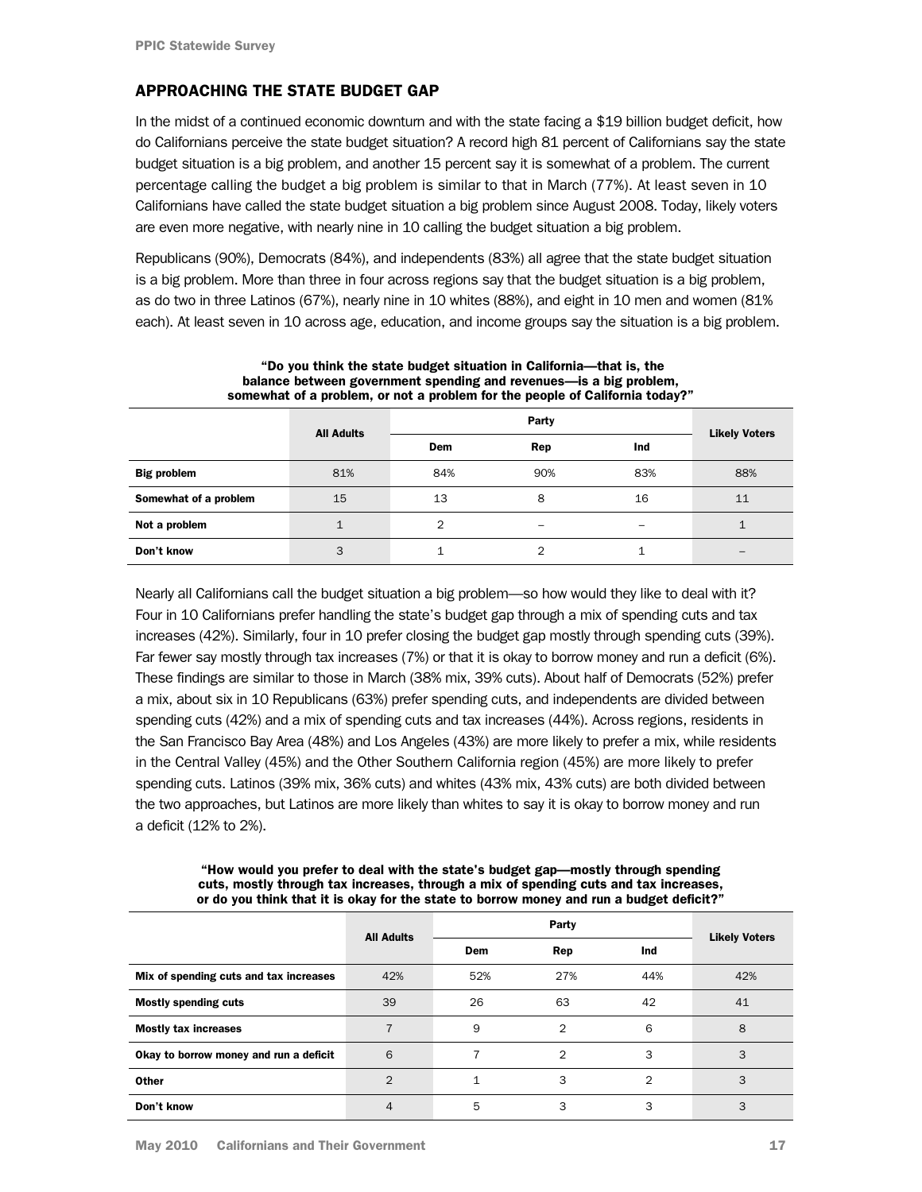## APPROACHING THE STATE BUDGET GAP

In the midst of a continued economic downturn and with the state facing a $19 billion budget deficit, how do Californians perceive the state budget situation? A record high 81 percent of Californians say the state budget situation is a big problem, and another 15 percent say it is somewhat of a problem. The current percentage calling the budget a big problem is similar to that in March (77%). At least seven in 10 Californians have called the state budget situation a big problem since August 2008. Today, likely voters are even more negative, with nearly nine in 10 calling the budget situation a big problem.

Republicans (90%), Democrats (84%), and independents (83%) all agree that the state budget situation is a big problem. More than three in four across regions say that the budget situation is a big problem, as do two in three Latinos (67%), nearly nine in 10 whites (88%), and eight in 10 men and women (81% each). At least seven in 10 across age, education, and income groups say the situation is a big problem.

**"Do you think the state budget situation in California—that is, the balance between government spending and revenues—is a big problem, somewhat of a problem, or not a problem for the people of California today?"**

| | All Adults | Party | | | Likely Voters |
|---|---|---|---|---|---|
| | | Dem | Rep | Ind | |
| **Big problem** | 81% | 84% | 90% | 83% | 88% |
| **Somewhat of a problem** | 15 | 13 | 8 | 16 | 11 |
| **Not a problem** | 1 | 2 | – | – | 1 |
| **Don't know** | 3 | 1 | 2 | 1 | – |

Nearly all Californians call the budget situation a big problem—so how would they like to deal with it? Four in 10 Californians prefer handling the state's budget gap through a mix of spending cuts and tax increases (42%). Similarly, four in 10 prefer closing the budget gap mostly through spending cuts (39%). Far fewer say mostly through tax increases (7%) or that it is okay to borrow money and run a deficit (6%). These findings are similar to those in March (38% mix, 39% cuts). About half of Democrats (52%) prefer a mix, about six in 10 Republicans (63%) prefer spending cuts, and independents are divided between spending cuts (42%) and a mix of spending cuts and tax increases (44%). Across regions, residents in the San Francisco Bay Area (48%) and Los Angeles (43%) are more likely to prefer a mix, while residents in the Central Valley (45%) and the Other Southern California region (45%) are more likely to prefer spending cuts. Latinos (39% mix, 36% cuts) and whites (43% mix, 43% cuts) are both divided between the two approaches, but Latinos are more likely than whites to say it is okay to borrow money and run a deficit (12% to 2%).

**"How would you prefer to deal with the state's budget gap—mostly through spending cuts, mostly through tax increases, through a mix of spending cuts and tax increases, or do you think that it is okay for the state to borrow money and run a budget deficit?"**

| | All Adults | Party | | | Likely Voters |
|---|---|---|---|---|---|
| | | Dem | Rep | Ind | |
| **Mix of spending cuts and tax increases** | 42% | 52% | 27% | 44% | 42% |
| **Mostly spending cuts** | 39 | 26 | 63 | 42 | 41 |
| **Mostly tax increases** | 7 | 9 | 2 | 6 | 8 |
| **Okay to borrow money and run a deficit** | 6 | 7 | 2 | 3 | 3 |
| **Other** | 2 | 1 | 3 | 2 | 3 |
| **Don't know** | 4 | 5 | 3 | 3 | 3 |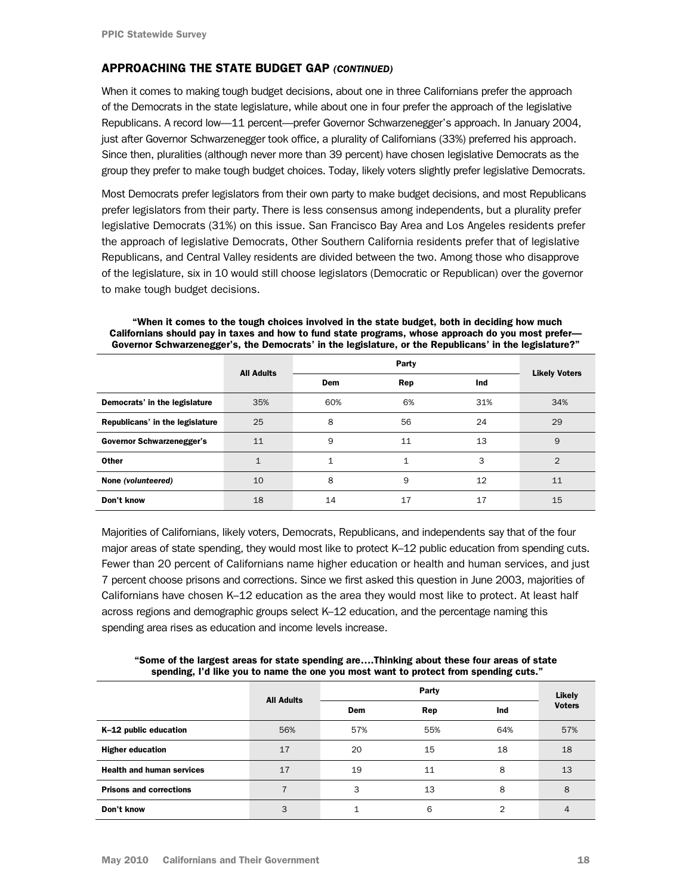## APPROACHING THE STATE BUDGET GAP *(CONTINUED)*

When it comes to making tough budget decisions, about one in three Californians prefer the approach of the Democrats in the state legislature, while about one in four prefer the approach of the legislative Republicans. A record low—11 percent—prefer Governor Schwarzenegger's approach. In January 2004, just after Governor Schwarzenegger took office, a plurality of Californians (33%) preferred his approach. Since then, pluralities (although never more than 39 percent) have chosen legislative Democrats as the group they prefer to make tough budget choices. Today, likely voters slightly prefer legislative Democrats.

Most Democrats prefer legislators from their own party to make budget decisions, and most Republicans prefer legislators from their party. There is less consensus among independents, but a plurality prefer legislative Democrats (31%) on this issue. San Francisco Bay Area and Los Angeles residents prefer the approach of legislative Democrats, Other Southern California residents prefer that of legislative Republicans, and Central Valley residents are divided between the two. Among those who disapprove of the legislature, six in 10 would still choose legislators (Democratic or Republican) over the governor to make tough budget decisions.

**"When it comes to the tough choices involved in the state budget, both in deciding how much Californians should pay in taxes and how to fund state programs, whose approach do you most prefer—Governor Schwarzenegger's, the Democrats' in the legislature, or the Republicans' in the legislature?"**

| | All Adults | Party | | | Likely Voters |
|---|---|---|---|---|---|
| | | Dem | Rep | Ind | |
| **Democrats' in the legislature** | 35% | 60% | 6% | 31% | 34% |
| **Republicans' in the legislature** | 25 | 8 | 56 | 24 | 29 |
| **Governor Schwarzenegger's** | 11 | 9 | 11 | 13 | 9 |
| **Other** | 1 | 1 | 1 | 3 | 2 |
| **None *(volunteered)*** | 10 | 8 | 9 | 12 | 11 |
| **Don't know** | 18 | 14 | 17 | 17 | 15 |

Majorities of Californians, likely voters, Democrats, Republicans, and independents say that of the four major areas of state spending, they would most like to protect K–12 public education from spending cuts. Fewer than 20 percent of Californians name higher education or health and human services, and just 7 percent choose prisons and corrections. Since we first asked this question in June 2003, majorities of Californians have chosen K–12 education as the area they would most like to protect. At least half across regions and demographic groups select K–12 education, and the percentage naming this spending area rises as education and income levels increase.

**"Some of the largest areas for state spending are….Thinking about these four areas of state spending, I'd like you to name the one you most want to protect from spending cuts."**

| | All Adults | Party | | | Likely Voters |
|---|---|---|---|---|---|
| | | Dem | Rep | Ind | |
| **K–12 public education** | 56% | 57% | 55% | 64% | 57% |
| **Higher education** | 17 | 20 | 15 | 18 | 18 |
| **Health and human services** | 17 | 19 | 11 | 8 | 13 |
| **Prisons and corrections** | 7 | 3 | 13 | 8 | 8 |
| **Don't know** | 3 | 1 | 6 | 2 | 4 |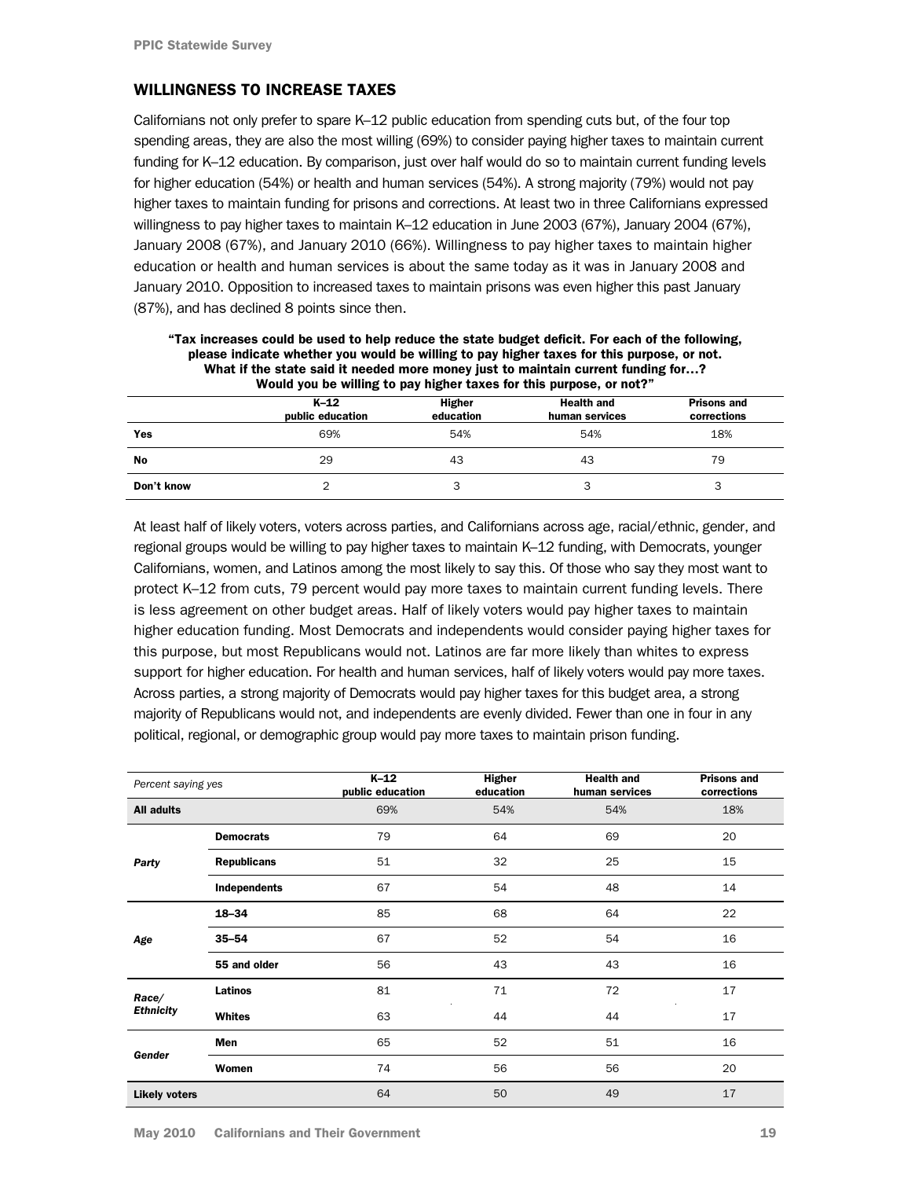## WILLINGNESS TO INCREASE TAXES

Californians not only prefer to spare K–12 public education from spending cuts but, of the four top spending areas, they are also the most willing (69%) to consider paying higher taxes to maintain current funding for K–12 education. By comparison, just over half would do so to maintain current funding levels for higher education (54%) or health and human services (54%). A strong majority (79%) would not pay higher taxes to maintain funding for prisons and corrections. At least two in three Californians expressed willingness to pay higher taxes to maintain K–12 education in June 2003 (67%), January 2004 (67%), January 2008 (67%), and January 2010 (66%). Willingness to pay higher taxes to maintain higher education or health and human services is about the same today as it was in January 2008 and January 2010. Opposition to increased taxes to maintain prisons was even higher this past January (87%), and has declined 8 points since then.

**"Tax increases could be used to help reduce the state budget deficit. For each of the following, please indicate whether you would be willing to pay higher taxes for this purpose, or not. What if the state said it needed more money just to maintain current funding for…? Would you be willing to pay higher taxes for this purpose, or not?"**

| | K–12 public education | Higher education | Health and human services | Prisons and corrections |
|---|---|---|---|---|
| **Yes** | 69% | 54% | 54% | 18% |
| **No** | 29 | 43 | 43 | 79 |
| **Don't know** | 2 | 3 | 3 | 3 |

At least half of likely voters, voters across parties, and Californians across age, racial/ethnic, gender, and regional groups would be willing to pay higher taxes to maintain K–12 funding, with Democrats, younger Californians, women, and Latinos among the most likely to say this. Of those who say they most want to protect K–12 from cuts, 79 percent would pay more taxes to maintain current funding levels. There is less agreement on other budget areas. Half of likely voters would pay higher taxes to maintain higher education funding. Most Democrats and independents would consider paying higher taxes for this purpose, but most Republicans would not. Latinos are far more likely than whites to express support for higher education. For health and human services, half of likely voters would pay more taxes. Across parties, a strong majority of Democrats would pay higher taxes for this budget area, a strong majority of Republicans would not, and independents are evenly divided. Fewer than one in four in any political, regional, or demographic group would pay more taxes to maintain prison funding.

| *Percent saying yes* | | K–12 public education | Higher education | Health and human services | Prisons and corrections |
|---|---|---|---|---|---|
| **All adults** | | 69% | 54% | 54% | 18% |
| *Party* | **Democrats** | 79 | 64 | 69 | 20 |
| | **Republicans** | 51 | 32 | 25 | 15 |
| | **Independents** | 67 | 54 | 48 | 14 |
| *Age* | **18–34** | 85 | 68 | 64 | 22 |
| | **35–54** | 67 | 52 | 54 | 16 |
| | **55 and older** | 56 | 43 | 43 | 16 |
| *Race/ Ethnicity* | **Latinos** | 81 | 71 | 72 | 17 |
| | **Whites** | 63 | 44 | 44 | 17 |
| *Gender* | **Men** | 65 | 52 | 51 | 16 |
| | **Women** | 74 | 56 | 56 | 20 |
| **Likely voters** | | 64 | 50 | 49 | 17 |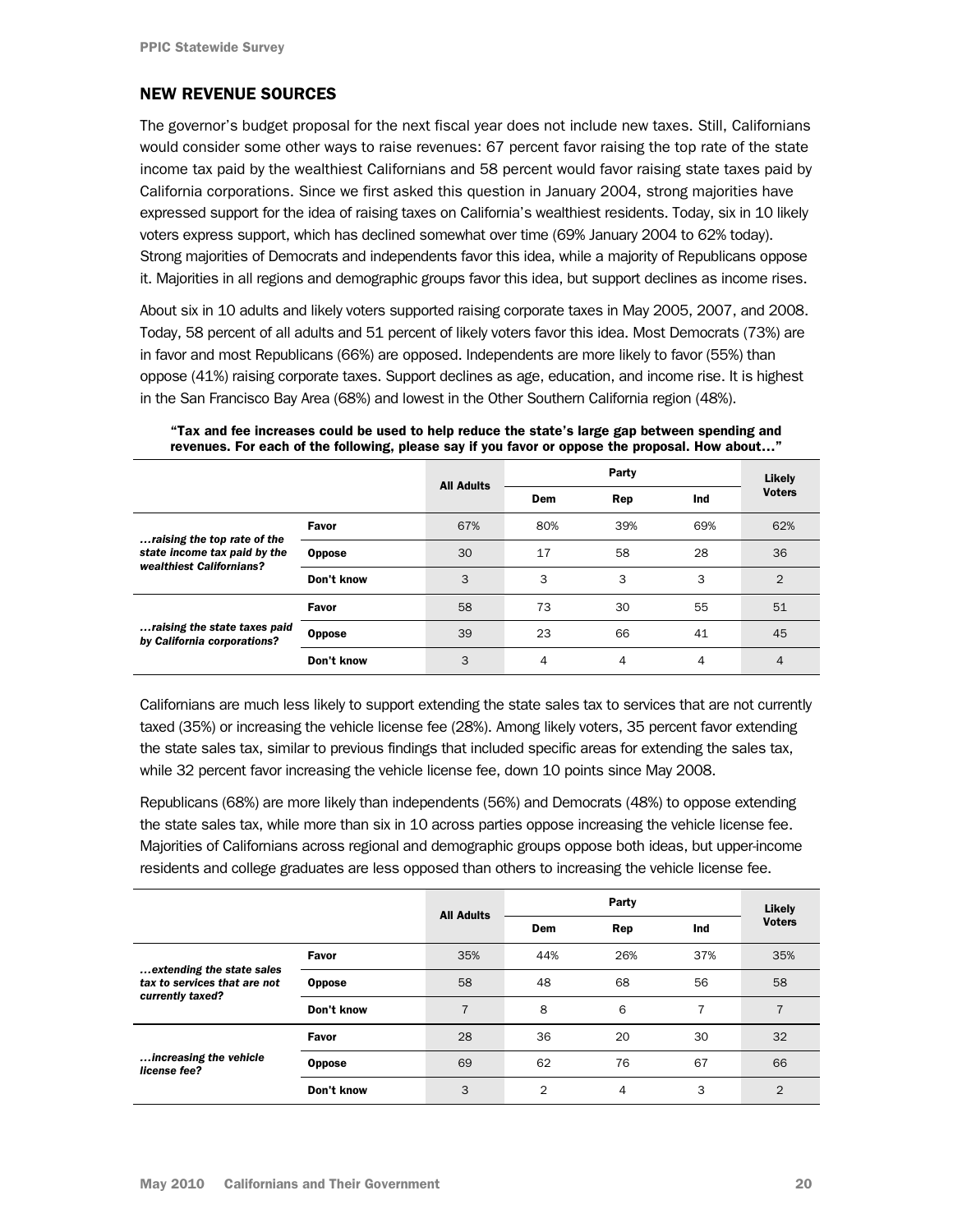## NEW REVENUE SOURCES

The governor's budget proposal for the next fiscal year does not include new taxes. Still, Californians would consider some other ways to raise revenues: 67 percent favor raising the top rate of the state income tax paid by the wealthiest Californians and 58 percent would favor raising state taxes paid by California corporations. Since we first asked this question in January 2004, strong majorities have expressed support for the idea of raising taxes on California's wealthiest residents. Today, six in 10 likely voters express support, which has declined somewhat over time (69% January 2004 to 62% today). Strong majorities of Democrats and independents favor this idea, while a majority of Republicans oppose it. Majorities in all regions and demographic groups favor this idea, but support declines as income rises.

About six in 10 adults and likely voters supported raising corporate taxes in May 2005, 2007, and 2008. Today, 58 percent of all adults and 51 percent of likely voters favor this idea. Most Democrats (73%) are in favor and most Republicans (66%) are opposed. Independents are more likely to favor (55%) than oppose (41%) raising corporate taxes. Support declines as age, education, and income rise. It is highest in the San Francisco Bay Area (68%) and lowest in the Other Southern California region (48%).

**"Tax and fee increases could be used to help reduce the state's large gap between spending and revenues. For each of the following, please say if you favor or oppose the proposal. How about…"**

| | | All Adults | Party | | | Likely Voters |
|---|---|---|---|---|---|---|
| | | | Dem | Rep | Ind | |
| *…raising the top rate of the state income tax paid by the wealthiest Californians?* | **Favor** | 67% | 80% | 39% | 69% | 62% |
| | **Oppose** | 30 | 17 | 58 | 28 | 36 |
| | **Don't know** | 3 | 3 | 3 | 3 | 2 |
| *…raising the state taxes paid by California corporations?* | **Favor** | 58 | 73 | 30 | 55 | 51 |
| | **Oppose** | 39 | 23 | 66 | 41 | 45 |
| | **Don't know** | 3 | 4 | 4 | 4 | 4 |

Californians are much less likely to support extending the state sales tax to services that are not currently taxed (35%) or increasing the vehicle license fee (28%). Among likely voters, 35 percent favor extending the state sales tax, similar to previous findings that included specific areas for extending the sales tax, while 32 percent favor increasing the vehicle license fee, down 10 points since May 2008.

Republicans (68%) are more likely than independents (56%) and Democrats (48%) to oppose extending the state sales tax, while more than six in 10 across parties oppose increasing the vehicle license fee. Majorities of Californians across regional and demographic groups oppose both ideas, but upper-income residents and college graduates are less opposed than others to increasing the vehicle license fee.

| | | All Adults | Party | | | Likely Voters |
|---|---|---|---|---|---|---|
| | | | Dem | Rep | Ind | |
| *…extending the state sales tax to services that are not currently taxed?* | **Favor** | 35% | 44% | 26% | 37% | 35% |
| | **Oppose** | 58 | 48 | 68 | 56 | 58 |
| | **Don't know** | 7 | 8 | 6 | 7 | 7 |
| *…increasing the vehicle license fee?* | **Favor** | 28 | 36 | 20 | 30 | 32 |
| | **Oppose** | 69 | 62 | 76 | 67 | 66 |
| | **Don't know** | 3 | 2 | 4 | 3 | 2 |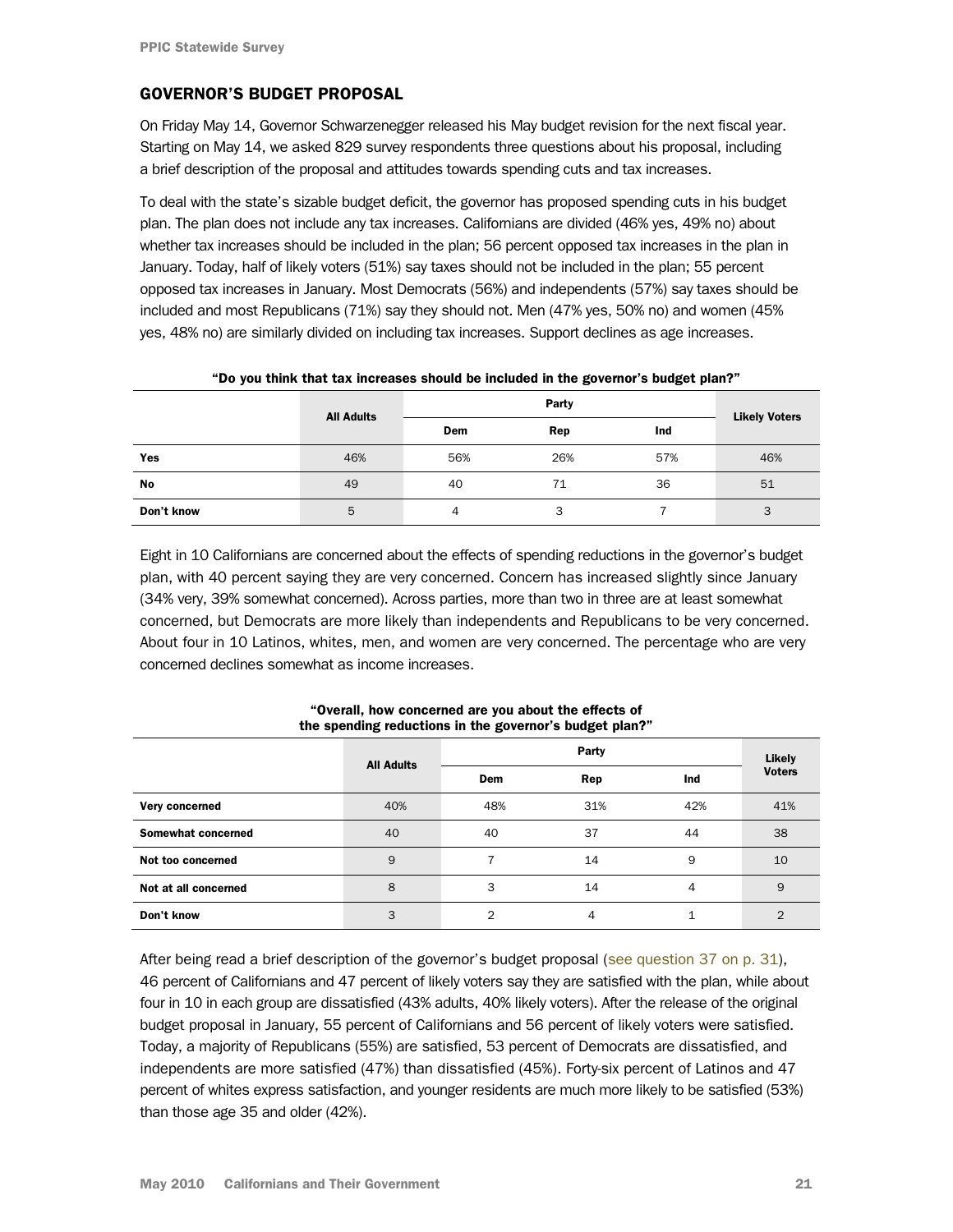## GOVERNOR'S BUDGET PROPOSAL

On Friday May 14, Governor Schwarzenegger released his May budget revision for the next fiscal year. Starting on May 14, we asked 829 survey respondents three questions about his proposal, including a brief description of the proposal and attitudes towards spending cuts and tax increases.

To deal with the state's sizable budget deficit, the governor has proposed spending cuts in his budget plan. The plan does not include any tax increases. Californians are divided (46% yes, 49% no) about whether tax increases should be included in the plan; 56 percent opposed tax increases in the plan in January. Today, half of likely voters (51%) say taxes should not be included in the plan; 55 percent opposed tax increases in January. Most Democrats (56%) and independents (57%) say taxes should be included and most Republicans (71%) say they should not. Men (47% yes, 50% no) and women (45% yes, 48% no) are similarly divided on including tax increases. Support declines as age increases.

**"Do you think that tax increases should be included in the governor's budget plan?"**

| | All Adults | Party | | | Likely Voters |
|---|---|---|---|---|---|
| | | Dem | Rep | Ind | |
| **Yes** | 46% | 56% | 26% | 57% | 46% |
| **No** | 49 | 40 | 71 | 36 | 51 |
| **Don't know** | 5 | 4 | 3 | 7 | 3 |

Eight in 10 Californians are concerned about the effects of spending reductions in the governor's budget plan, with 40 percent saying they are very concerned. Concern has increased slightly since January (34% very, 39% somewhat concerned). Across parties, more than two in three are at least somewhat concerned, but Democrats are more likely than independents and Republicans to be very concerned. About four in 10 Latinos, whites, men, and women are very concerned. The percentage who are very concerned declines somewhat as income increases.

**"Overall, how concerned are you about the effects of the spending reductions in the governor's budget plan?"**

| | All Adults | Party | | | Likely Voters |
|---|---|---|---|---|---|
| | | Dem | Rep | Ind | |
| **Very concerned** | 40% | 48% | 31% | 42% | 41% |
| **Somewhat concerned** | 40 | 40 | 37 | 44 | 38 |
| **Not too concerned** | 9 | 7 | 14 | 9 | 10 |
| **Not at all concerned** | 8 | 3 | 14 | 4 | 9 |
| **Don't know** | 3 | 2 | 4 | 1 | 2 |

After being read a brief description of the governor's budget proposal (see question 37 on p. 31), 46 percent of Californians and 47 percent of likely voters say they are satisfied with the plan, while about four in 10 in each group are dissatisfied (43% adults, 40% likely voters). After the release of the original budget proposal in January, 55 percent of Californians and 56 percent of likely voters were satisfied. Today, a majority of Republicans (55%) are satisfied, 53 percent of Democrats are dissatisfied, and independents are more satisfied (47%) than dissatisfied (45%). Forty-six percent of Latinos and 47 percent of whites express satisfaction, and younger residents are much more likely to be satisfied (53%) than those age 35 and older (42%).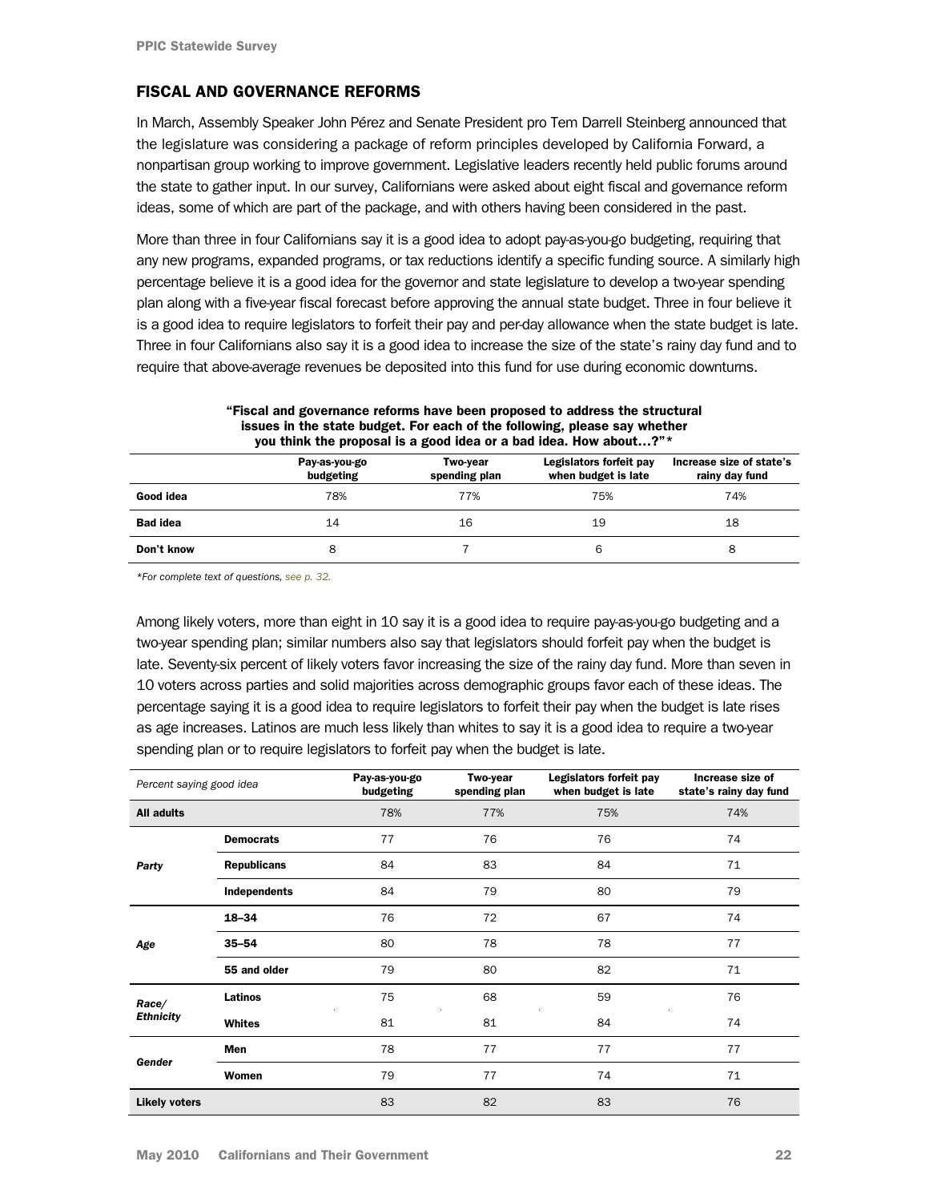## FISCAL AND GOVERNANCE REFORMS

In March, Assembly Speaker John Pérez and Senate President pro Tem Darrell Steinberg announced that the legislature was considering a package of reform principles developed by California Forward, a nonpartisan group working to improve government. Legislative leaders recently held public forums around the state to gather input. In our survey, Californians were asked about eight fiscal and governance reform ideas, some of which are part of the package, and with others having been considered in the past.

More than three in four Californians say it is a good idea to adopt pay-as-you-go budgeting, requiring that any new programs, expanded programs, or tax reductions identify a specific funding source. A similarly high percentage believe it is a good idea for the governor and state legislature to develop a two-year spending plan along with a five-year fiscal forecast before approving the annual state budget. Three in four believe it is a good idea to require legislators to forfeit their pay and per-day allowance when the state budget is late. Three in four Californians also say it is a good idea to increase the size of the state's rainy day fund and to require that above-average revenues be deposited into this fund for use during economic downturns.

**"Fiscal and governance reforms have been proposed to address the structural issues in the state budget. For each of the following, please say whether you think the proposal is a good idea or a bad idea. How about…?"\***

| | Pay-as-you-go budgeting | Two-year spending plan | Legislators forfeit pay when budget is late | Increase size of state's rainy day fund |
|---|---|---|---|---|
| **Good idea** | 78% | 77% | 75% | 74% |
| **Bad idea** | 14 | 16 | 19 | 18 |
| **Don't know** | 8 | 7 | 6 | 8 |

*\*For complete text of questions, see p. 32.*

Among likely voters, more than eight in 10 say it is a good idea to require pay-as-you-go budgeting and a two-year spending plan; similar numbers also say that legislators should forfeit pay when the budget is late. Seventy-six percent of likely voters favor increasing the size of the rainy day fund. More than seven in 10 voters across parties and solid majorities across demographic groups favor each of these ideas. The percentage saying it is a good idea to require legislators to forfeit their pay when the budget is late rises as age increases. Latinos are much less likely than whites to say it is a good idea to require a two-year spending plan or to require legislators to forfeit pay when the budget is late.

| *Percent saying good idea* | | Pay-as-you-go budgeting | Two-year spending plan | Legislators forfeit pay when budget is late | Increase size of state's rainy day fund |
|---|---|---|---|---|---|
| **All adults** | | 78% | 77% | 75% | 74% |
| ***Party*** | **Democrats** | 77 | 76 | 76 | 74 |
| | **Republicans** | 84 | 83 | 84 | 71 |
| | **Independents** | 84 | 79 | 80 | 79 |
| ***Age*** | **18–34** | 76 | 72 | 67 | 74 |
| | **35–54** | 80 | 78 | 78 | 77 |
| | **55 and older** | 79 | 80 | 82 | 71 |
| ***Race/ Ethnicity*** | **Latinos** | 75 | 68 | 59 | 76 |
| | **Whites** | 81 | 81 | 84 | 74 |
| ***Gender*** | **Men** | 78 | 77 | 77 | 77 |
| | **Women** | 79 | 77 | 74 | 71 |
| **Likely voters** | | 83 | 82 | 83 | 76 |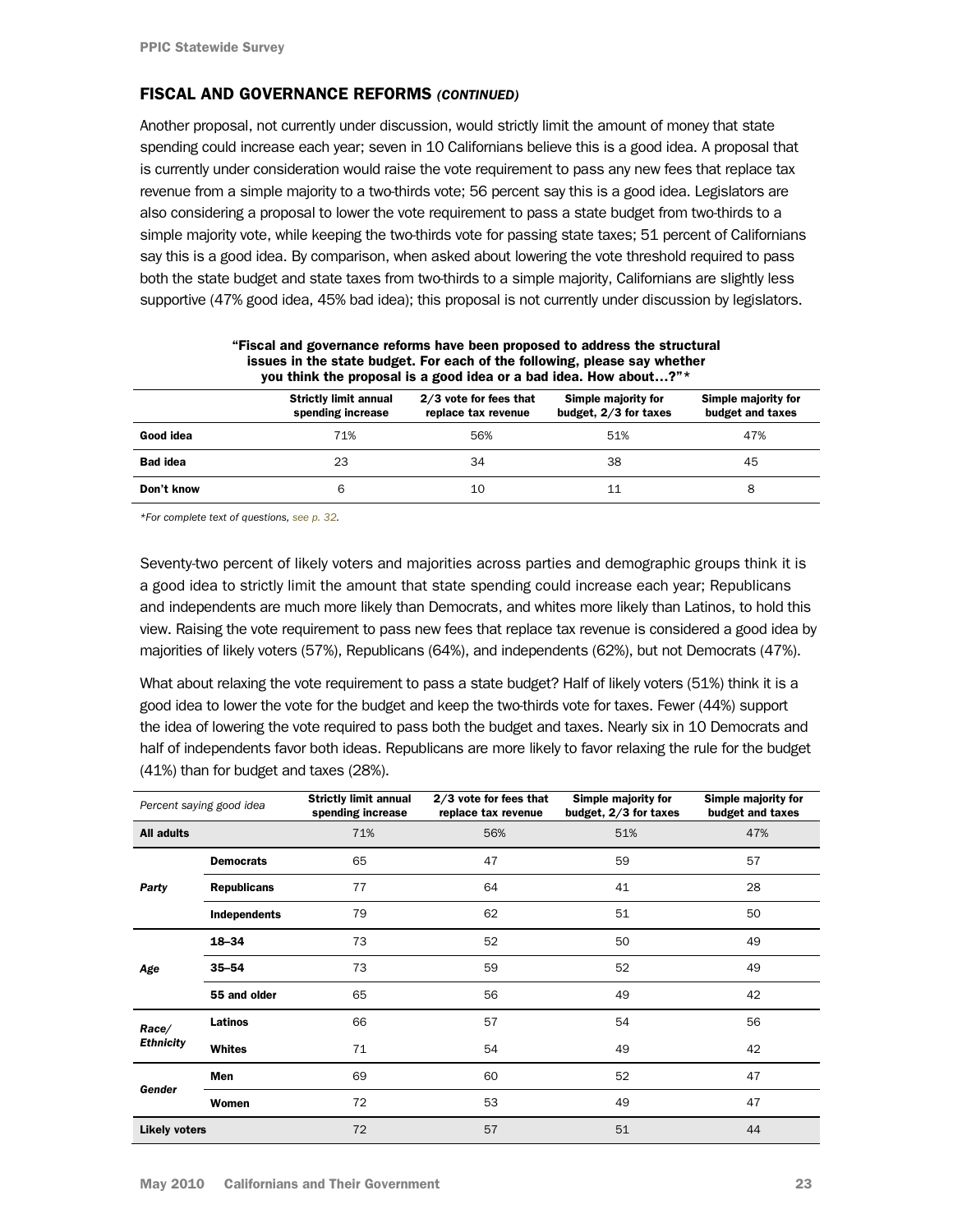## FISCAL AND GOVERNANCE REFORMS *(CONTINUED)*

Another proposal, not currently under discussion, would strictly limit the amount of money that state spending could increase each year; seven in 10 Californians believe this is a good idea. A proposal that is currently under consideration would raise the vote requirement to pass any new fees that replace tax revenue from a simple majority to a two-thirds vote; 56 percent say this is a good idea. Legislators are also considering a proposal to lower the vote requirement to pass a state budget from two-thirds to a simple majority vote, while keeping the two-thirds vote for passing state taxes; 51 percent of Californians say this is a good idea. By comparison, when asked about lowering the vote threshold required to pass both the state budget and state taxes from two-thirds to a simple majority, Californians are slightly less supportive (47% good idea, 45% bad idea); this proposal is not currently under discussion by legislators.

**"Fiscal and governance reforms have been proposed to address the structural issues in the state budget. For each of the following, please say whether you think the proposal is a good idea or a bad idea. How about…?"***

| | Strictly limit annual spending increase | 2/3 vote for fees that replace tax revenue | Simple majority for budget, 2/3 for taxes | Simple majority for budget and taxes |
|---|---|---|---|---|
| **Good idea** | 71% | 56% | 51% | 47% |
| **Bad idea** | 23 | 34 | 38 | 45 |
| **Don't know** | 6 | 10 | 11 | 8 |

*\*For complete text of questions, see p. 32.*

Seventy-two percent of likely voters and majorities across parties and demographic groups think it is a good idea to strictly limit the amount that state spending could increase each year; Republicans and independents are much more likely than Democrats, and whites more likely than Latinos, to hold this view. Raising the vote requirement to pass new fees that replace tax revenue is considered a good idea by majorities of likely voters (57%), Republicans (64%), and independents (62%), but not Democrats (47%).

What about relaxing the vote requirement to pass a state budget? Half of likely voters (51%) think it is a good idea to lower the vote for the budget and keep the two-thirds vote for taxes. Fewer (44%) support the idea of lowering the vote required to pass both the budget and taxes. Nearly six in 10 Democrats and half of independents favor both ideas. Republicans are more likely to favor relaxing the rule for the budget (41%) than for budget and taxes (28%).

| *Percent saying good idea* | | Strictly limit annual spending increase | 2/3 vote for fees that replace tax revenue | Simple majority for budget, 2/3 for taxes | Simple majority for budget and taxes |
|---|---|---|---|---|---|
| **All adults** | | 71% | 56% | 51% | 47% |
| *Party* | **Democrats** | 65 | 47 | 59 | 57 |
| | **Republicans** | 77 | 64 | 41 | 28 |
| | **Independents** | 79 | 62 | 51 | 50 |
| *Age* | **18–34** | 73 | 52 | 50 | 49 |
| | **35–54** | 73 | 59 | 52 | 49 |
| | **55 and older** | 65 | 56 | 49 | 42 |
| *Race/ Ethnicity* | **Latinos** | 66 | 57 | 54 | 56 |
| | **Whites** | 71 | 54 | 49 | 42 |
| *Gender* | **Men** | 69 | 60 | 52 | 47 |
| | **Women** | 72 | 53 | 49 | 47 |
| **Likely voters** | | 72 | 57 | 51 | 44 |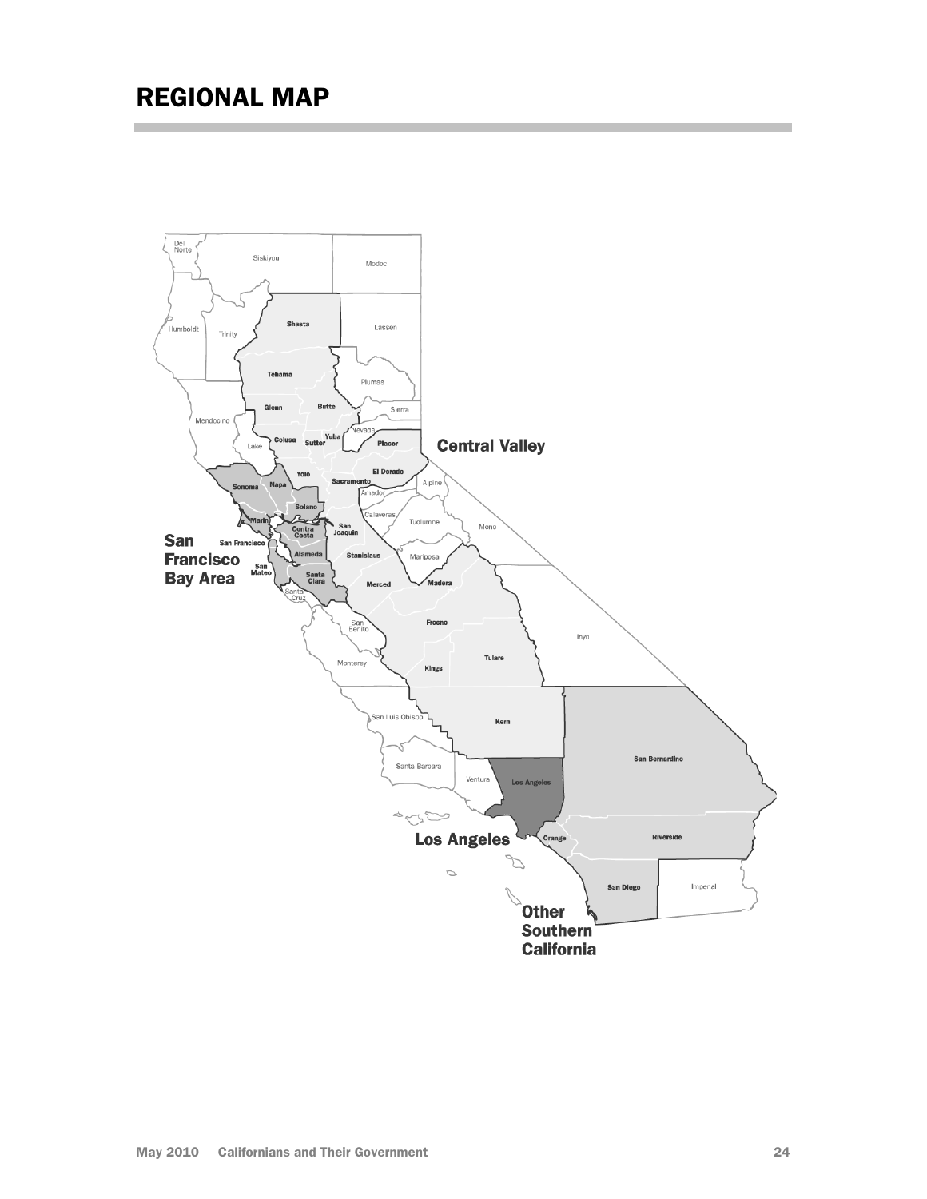# REGIONAL MAP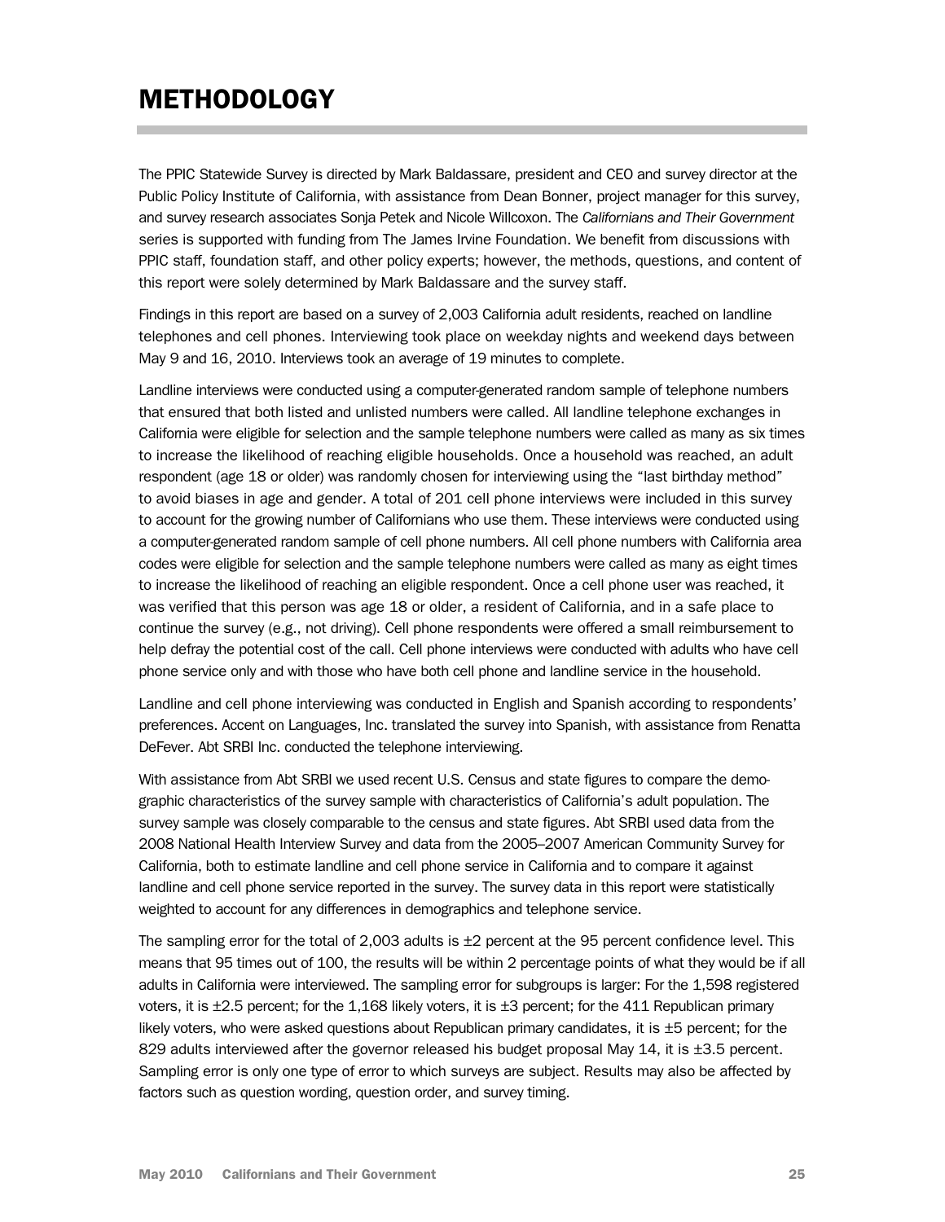# METHODOLOGY

The PPIC Statewide Survey is directed by Mark Baldassare, president and CEO and survey director at the Public Policy Institute of California, with assistance from Dean Bonner, project manager for this survey, and survey research associates Sonja Petek and Nicole Willcoxon. The *Californians and Their Government* series is supported with funding from The James Irvine Foundation. We benefit from discussions with PPIC staff, foundation staff, and other policy experts; however, the methods, questions, and content of this report were solely determined by Mark Baldassare and the survey staff.

Findings in this report are based on a survey of 2,003 California adult residents, reached on landline telephones and cell phones. Interviewing took place on weekday nights and weekend days between May 9 and 16, 2010. Interviews took an average of 19 minutes to complete.

Landline interviews were conducted using a computer-generated random sample of telephone numbers that ensured that both listed and unlisted numbers were called. All landline telephone exchanges in California were eligible for selection and the sample telephone numbers were called as many as six times to increase the likelihood of reaching eligible households. Once a household was reached, an adult respondent (age 18 or older) was randomly chosen for interviewing using the "last birthday method" to avoid biases in age and gender. A total of 201 cell phone interviews were included in this survey to account for the growing number of Californians who use them. These interviews were conducted using a computer-generated random sample of cell phone numbers. All cell phone numbers with California area codes were eligible for selection and the sample telephone numbers were called as many as eight times to increase the likelihood of reaching an eligible respondent. Once a cell phone user was reached, it was verified that this person was age 18 or older, a resident of California, and in a safe place to continue the survey (e.g., not driving). Cell phone respondents were offered a small reimbursement to help defray the potential cost of the call. Cell phone interviews were conducted with adults who have cell phone service only and with those who have both cell phone and landline service in the household.

Landline and cell phone interviewing was conducted in English and Spanish according to respondents' preferences. Accent on Languages, Inc. translated the survey into Spanish, with assistance from Renatta DeFever. Abt SRBI Inc. conducted the telephone interviewing.

With assistance from Abt SRBI we used recent U.S. Census and state figures to compare the demographic characteristics of the survey sample with characteristics of California's adult population. The survey sample was closely comparable to the census and state figures. Abt SRBI used data from the 2008 National Health Interview Survey and data from the 2005–2007 American Community Survey for California, both to estimate landline and cell phone service in California and to compare it against landline and cell phone service reported in the survey. The survey data in this report were statistically weighted to account for any differences in demographics and telephone service.

The sampling error for the total of 2,003 adults is ±2 percent at the 95 percent confidence level. This means that 95 times out of 100, the results will be within 2 percentage points of what they would be if all adults in California were interviewed. The sampling error for subgroups is larger: For the 1,598 registered voters, it is ±2.5 percent; for the 1,168 likely voters, it is ±3 percent; for the 411 Republican primary likely voters, who were asked questions about Republican primary candidates, it is ±5 percent; for the 829 adults interviewed after the governor released his budget proposal May 14, it is ±3.5 percent. Sampling error is only one type of error to which surveys are subject. Results may also be affected by factors such as question wording, question order, and survey timing.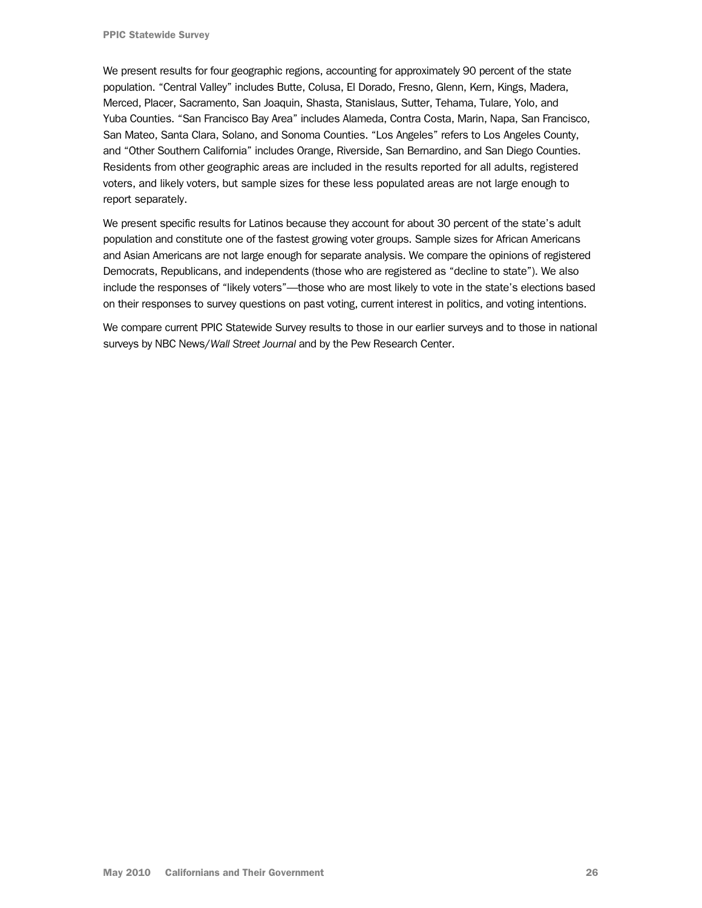We present results for four geographic regions, accounting for approximately 90 percent of the state population. “Central Valley” includes Butte, Colusa, El Dorado, Fresno, Glenn, Kern, Kings, Madera, Merced, Placer, Sacramento, San Joaquin, Shasta, Stanislaus, Sutter, Tehama, Tulare, Yolo, and Yuba Counties. “San Francisco Bay Area” includes Alameda, Contra Costa, Marin, Napa, San Francisco, San Mateo, Santa Clara, Solano, and Sonoma Counties. “Los Angeles” refers to Los Angeles County, and “Other Southern California” includes Orange, Riverside, San Bernardino, and San Diego Counties. Residents from other geographic areas are included in the results reported for all adults, registered voters, and likely voters, but sample sizes for these less populated areas are not large enough to report separately.

We present specific results for Latinos because they account for about 30 percent of the state’s adult population and constitute one of the fastest growing voter groups. Sample sizes for African Americans and Asian Americans are not large enough for separate analysis. We compare the opinions of registered Democrats, Republicans, and independents (those who are registered as “decline to state”). We also include the responses of “likely voters”—those who are most likely to vote in the state’s elections based on their responses to survey questions on past voting, current interest in politics, and voting intentions.

We compare current PPIC Statewide Survey results to those in our earlier surveys and to those in national surveys by NBC News/*Wall Street Journal* and by the Pew Research Center.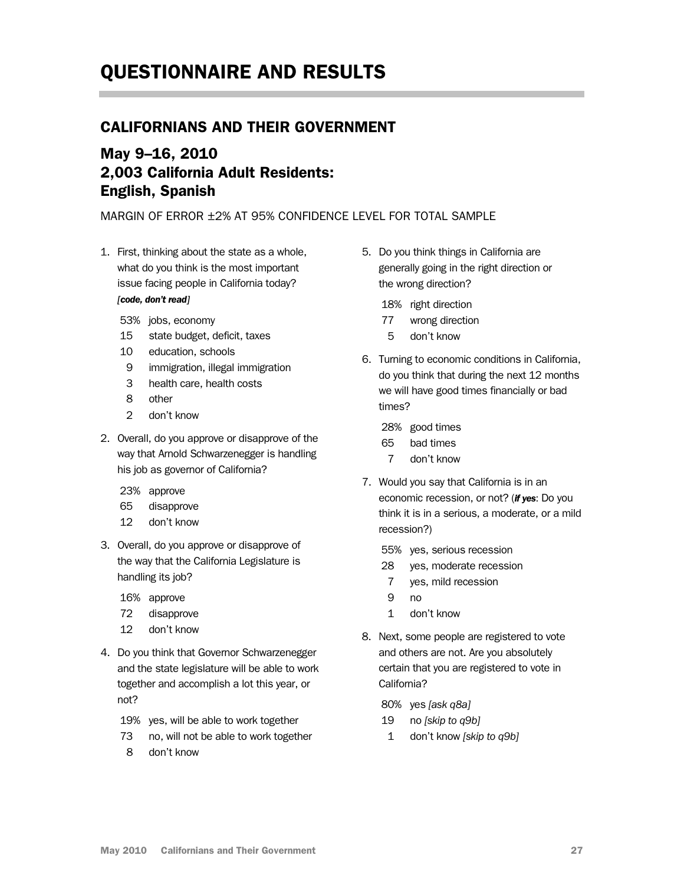# QUESTIONNAIRE AND RESULTS

## CALIFORNIANS AND THEIR GOVERNMENT

### May 9–16, 2010
### 2,003 California Adult Residents:
### English, Spanish

MARGIN OF ERROR ±2% AT 95% CONFIDENCE LEVEL FOR TOTAL SAMPLE

1. First, thinking about the state as a whole, what do you think is the most important issue facing people in California today? ***[code, don't read]***

   53% jobs, economy
   15 state budget, deficit, taxes
   10 education, schools
   9 immigration, illegal immigration
   3 health care, health costs
   8 other
   2 don't know

2. Overall, do you approve or disapprove of the way that Arnold Schwarzenegger is handling his job as governor of California?

   23% approve
   65 disapprove
   12 don't know

3. Overall, do you approve or disapprove of the way that the California Legislature is handling its job?

   16% approve
   72 disapprove
   12 don't know

4. Do you think that Governor Schwarzenegger and the state legislature will be able to work together and accomplish a lot this year, or not?

   19% yes, will be able to work together
   73 no, will not be able to work together
   8 don't know

5. Do you think things in California are generally going in the right direction or the wrong direction?

   18% right direction
   77 wrong direction
   5 don't know

6. Turning to economic conditions in California, do you think that during the next 12 months we will have good times financially or bad times?

   28% good times
   65 bad times
   7 don't know

7. Would you say that California is in an economic recession, or not? (***if yes***: Do you think it is in a serious, a moderate, or a mild recession?)

   55% yes, serious recession
   28 yes, moderate recession
   7 yes, mild recession
   9 no
   1 don't know

8. Next, some people are registered to vote and others are not. Are you absolutely certain that you are registered to vote in California?

   80% yes *[ask q8a]*
   19 no *[skip to q9b]*
   1 don't know *[skip to q9b]*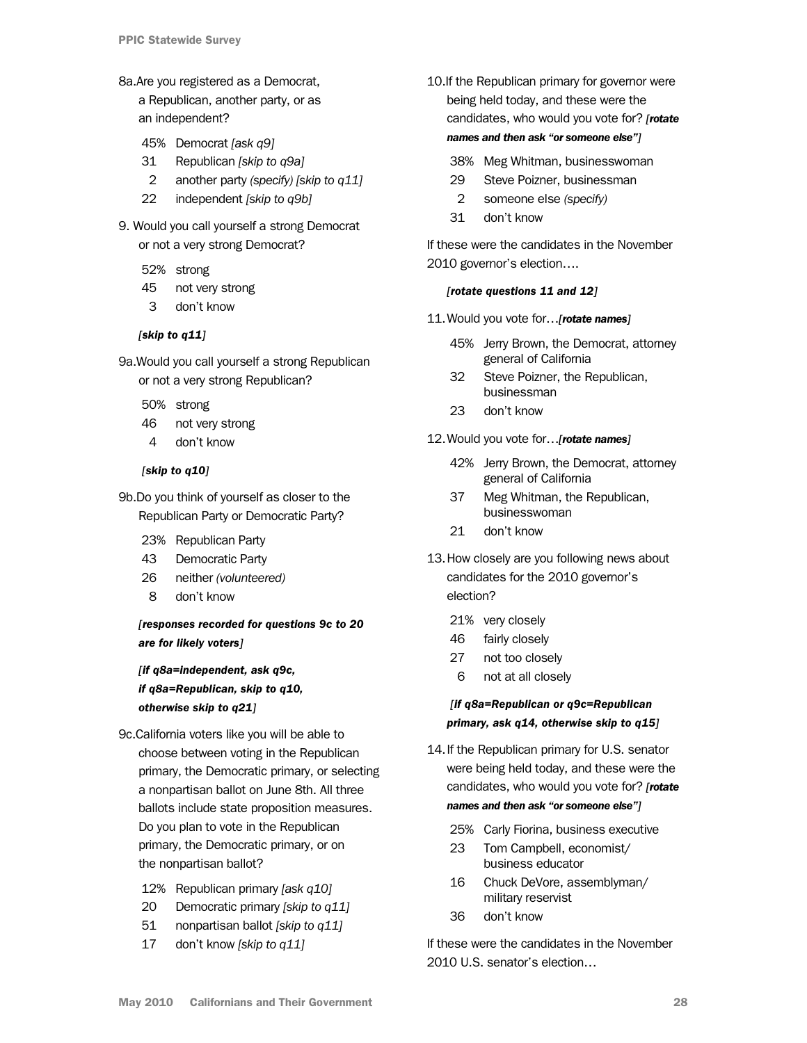8a. Are you registered as a Democrat, a Republican, another party, or as an independent?

- 45% Democrat *[ask q9]*
- 31 Republican *[skip to q9a]*
- 2 another party *(specify) [skip to q11]*
- 22 independent *[skip to q9b]*

9. Would you call yourself a strong Democrat or not a very strong Democrat?

- 52% strong
- 45 not very strong
- 3 don't know

***[skip to q11]***

9a. Would you call yourself a strong Republican or not a very strong Republican?

- 50% strong
- 46 not very strong
- 4 don't know

***[skip to q10]***

9b. Do you think of yourself as closer to the Republican Party or Democratic Party?

- 23% Republican Party
- 43 Democratic Party
- 26 neither *(volunteered)*
- 8 don't know

***[responses recorded for questions 9c to 20 are for likely voters]***

***[if q8a=independent, ask q9c, if q8a=Republican, skip to q10, otherwise skip to q21]***

9c. California voters like you will be able to choose between voting in the Republican primary, the Democratic primary, or selecting a nonpartisan ballot on June 8th. All three ballots include state proposition measures. Do you plan to vote in the Republican primary, the Democratic primary, or on the nonpartisan ballot?

- 12% Republican primary *[ask q10]*
- 20 Democratic primary *[skip to q11]*
- 51 nonpartisan ballot *[skip to q11]*
- 17 don't know *[skip to q11]*

10. If the Republican primary for governor were being held today, and these were the candidates, who would you vote for? ***[rotate names and then ask "or someone else"]***

- 38% Meg Whitman, businesswoman
- 29 Steve Poizner, businessman
- 2 someone else *(specify)*
- 31 don't know

If these were the candidates in the November 2010 governor's election….

***[rotate questions 11 and 12]***

11. Would you vote for…***[rotate names]***

- 45% Jerry Brown, the Democrat, attorney general of California
- 32 Steve Poizner, the Republican, businessman
- 23 don't know

12. Would you vote for…***[rotate names]***

- 42% Jerry Brown, the Democrat, attorney general of California
- 37 Meg Whitman, the Republican, businesswoman
- 21 don't know

13. How closely are you following news about candidates for the 2010 governor's election?

- 21% very closely
- 46 fairly closely
- 27 not too closely
- 6 not at all closely

***[if q8a=Republican or q9c=Republican primary, ask q14, otherwise skip to q15]***

14. If the Republican primary for U.S. senator were being held today, and these were the candidates, who would you vote for? ***[rotate names and then ask "or someone else"]***

- 25% Carly Fiorina, business executive
- 23 Tom Campbell, economist/ business educator
- 16 Chuck DeVore, assemblyman/ military reservist
- 36 don't know

If these were the candidates in the November 2010 U.S. senator's election…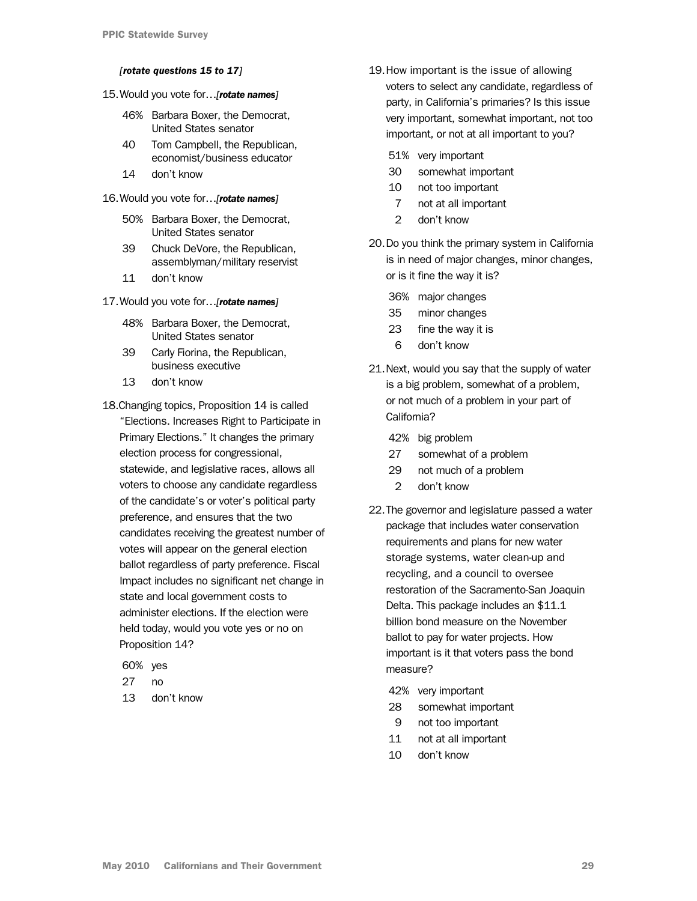*[rotate questions 15 to 17]*

15. Would you vote for…*[rotate names]*

   46% Barbara Boxer, the Democrat, United States senator
   40 Tom Campbell, the Republican, economist/business educator
   14 don't know

16. Would you vote for…*[rotate names]*

   50% Barbara Boxer, the Democrat, United States senator
   39 Chuck DeVore, the Republican, assemblyman/military reservist
   11 don't know

17. Would you vote for…*[rotate names]*

   48% Barbara Boxer, the Democrat, United States senator
   39 Carly Fiorina, the Republican, business executive
   13 don't know

18. Changing topics, Proposition 14 is called "Elections. Increases Right to Participate in Primary Elections." It changes the primary election process for congressional, statewide, and legislative races, allows all voters to choose any candidate regardless of the candidate's or voter's political party preference, and ensures that the two candidates receiving the greatest number of votes will appear on the general election ballot regardless of party preference. Fiscal Impact includes no significant net change in state and local government costs to administer elections. If the election were held today, would you vote yes or no on Proposition 14?

   60% yes
   27 no
   13 don't know

19. How important is the issue of allowing voters to select any candidate, regardless of party, in California's primaries? Is this issue very important, somewhat important, not too important, or not at all important to you?

   51% very important
   30 somewhat important
   10 not too important
   7 not at all important
   2 don't know

20. Do you think the primary system in California is in need of major changes, minor changes, or is it fine the way it is?

   36% major changes
   35 minor changes
   23 fine the way it is
   6 don't know

21. Next, would you say that the supply of water is a big problem, somewhat of a problem, or not much of a problem in your part of California?

   42% big problem
   27 somewhat of a problem
   29 not much of a problem
   2 don't know

22. The governor and legislature passed a water package that includes water conservation requirements and plans for new water storage systems, water clean-up and recycling, and a council to oversee restoration of the Sacramento-San Joaquin Delta. This package includes an $11.1 billion bond measure on the November ballot to pay for water projects. How important is it that voters pass the bond measure?

   42% very important
   28 somewhat important
   9 not too important
   11 not at all important
   10 don't know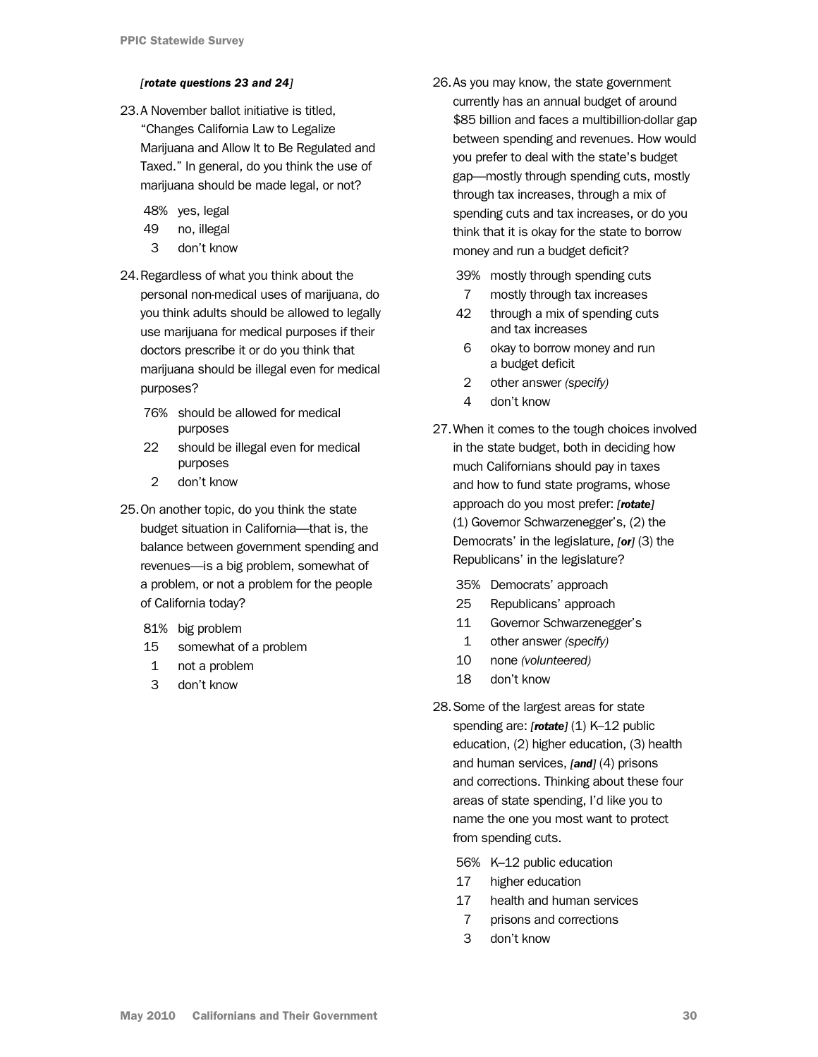*[rotate questions 23 and 24]*

23. A November ballot initiative is titled, "Changes California Law to Legalize Marijuana and Allow It to Be Regulated and Taxed." In general, do you think the use of marijuana should be made legal, or not?

 48% yes, legal
 49 no, illegal
 3 don't know

24. Regardless of what you think about the personal non-medical uses of marijuana, do you think adults should be allowed to legally use marijuana for medical purposes if their doctors prescribe it or do you think that marijuana should be illegal even for medical purposes?

 76% should be allowed for medical purposes
 22 should be illegal even for medical purposes
 2 don't know

25. On another topic, do you think the state budget situation in California—that is, the balance between government spending and revenues—is a big problem, somewhat of a problem, or not a problem for the people of California today?

 81% big problem
 15 somewhat of a problem
 1 not a problem
 3 don't know

26. As you may know, the state government currently has an annual budget of around $85 billion and faces a multibillion-dollar gap between spending and revenues. How would you prefer to deal with the state's budget gap—mostly through spending cuts, mostly through tax increases, through a mix of spending cuts and tax increases, or do you think that it is okay for the state to borrow money and run a budget deficit?

 39% mostly through spending cuts
 7 mostly through tax increases
 42 through a mix of spending cuts and tax increases
 6 okay to borrow money and run a budget deficit
 2 other answer *(specify)*
 4 don't know

27. When it comes to the tough choices involved in the state budget, both in deciding how much Californians should pay in taxes and how to fund state programs, whose approach do you most prefer: ***[rotate]*** (1) Governor Schwarzenegger's, (2) the Democrats' in the legislature, ***[or]*** (3) the Republicans' in the legislature?

 35% Democrats' approach
 25 Republicans' approach
 11 Governor Schwarzenegger's
 1 other answer *(specify)*
 10 none *(volunteered)*
 18 don't know

28. Some of the largest areas for state spending are: ***[rotate]*** (1) K–12 public education, (2) higher education, (3) health and human services, ***[and]*** (4) prisons and corrections. Thinking about these four areas of state spending, I'd like you to name the one you most want to protect from spending cuts.

 56% K–12 public education
 17 higher education
 17 health and human services
 7 prisons and corrections
 3 don't know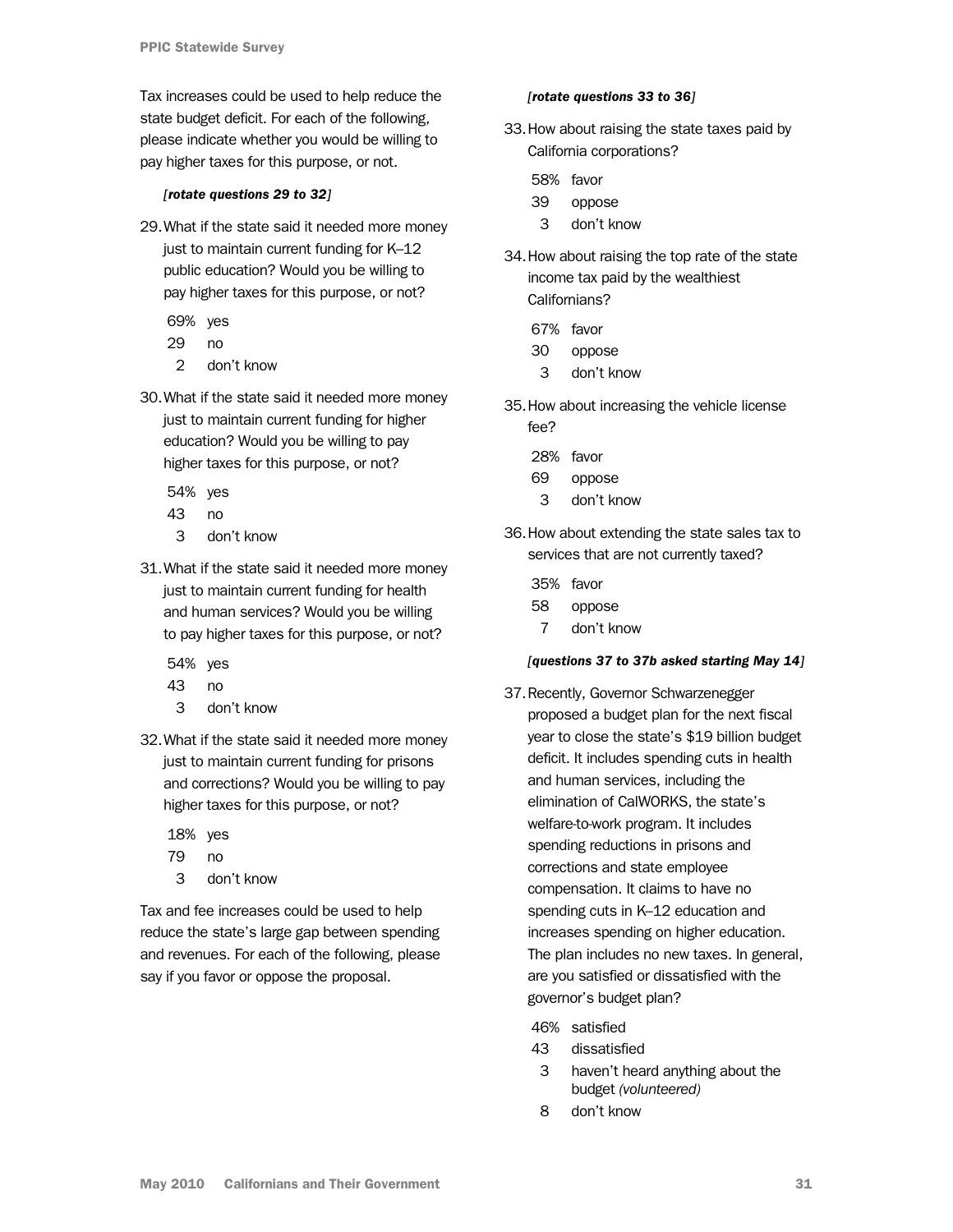Tax increases could be used to help reduce the state budget deficit. For each of the following, please indicate whether you would be willing to pay higher taxes for this purpose, or not.

*[rotate questions 29 to 32]*

29. What if the state said it needed more money just to maintain current funding for K–12 public education? Would you be willing to pay higher taxes for this purpose, or not?

   69% yes
   29 no
   2 don't know

30. What if the state said it needed more money just to maintain current funding for higher education? Would you be willing to pay higher taxes for this purpose, or not?

   54% yes
   43 no
   3 don't know

31. What if the state said it needed more money just to maintain current funding for health and human services? Would you be willing to pay higher taxes for this purpose, or not?

   54% yes
   43 no
   3 don't know

32. What if the state said it needed more money just to maintain current funding for prisons and corrections? Would you be willing to pay higher taxes for this purpose, or not?

   18% yes
   79 no
   3 don't know

Tax and fee increases could be used to help reduce the state's large gap between spending and revenues. For each of the following, please say if you favor or oppose the proposal.

*[rotate questions 33 to 36]*

33. How about raising the state taxes paid by California corporations?

   58% favor
   39 oppose
   3 don't know

34. How about raising the top rate of the state income tax paid by the wealthiest Californians?

   67% favor
   30 oppose
   3 don't know

35. How about increasing the vehicle license fee?

   28% favor
   69 oppose
   3 don't know

36. How about extending the state sales tax to services that are not currently taxed?

   35% favor
   58 oppose
   7 don't know

*[questions 37 to 37b asked starting May 14]*

37. Recently, Governor Schwarzenegger proposed a budget plan for the next fiscal year to close the state's $19 billion budget deficit. It includes spending cuts in health and human services, including the elimination of CalWORKS, the state's welfare-to-work program. It includes spending reductions in prisons and corrections and state employee compensation. It claims to have no spending cuts in K–12 education and increases spending on higher education. The plan includes no new taxes. In general, are you satisfied or dissatisfied with the governor's budget plan?

   46% satisfied
   43 dissatisfied
   3 haven't heard anything about the budget *(volunteered)*
   8 don't know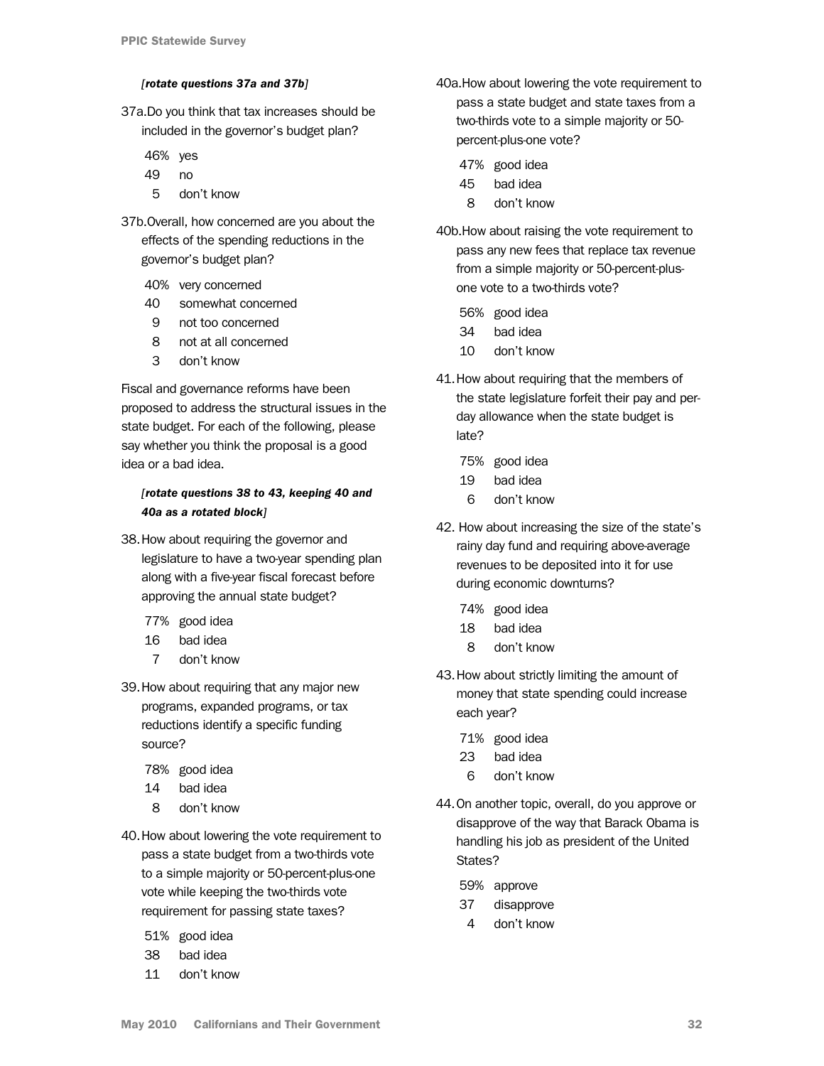*[rotate questions 37a and 37b]*

37a. Do you think that tax increases should be included in the governor's budget plan?

- 46% yes
- 49 no
- 5 don't know

37b. Overall, how concerned are you about the effects of the spending reductions in the governor's budget plan?

- 40% very concerned
- 40 somewhat concerned
- 9 not too concerned
- 8 not at all concerned
- 3 don't know

Fiscal and governance reforms have been proposed to address the structural issues in the state budget. For each of the following, please say whether you think the proposal is a good idea or a bad idea.

*[rotate questions 38 to 43, keeping 40 and 40a as a rotated block]*

38. How about requiring the governor and legislature to have a two-year spending plan along with a five-year fiscal forecast before approving the annual state budget?

- 77% good idea
- 16 bad idea
- 7 don't know

39. How about requiring that any major new programs, expanded programs, or tax reductions identify a specific funding source?

- 78% good idea
- 14 bad idea
- 8 don't know

40. How about lowering the vote requirement to pass a state budget from a two-thirds vote to a simple majority or 50-percent-plus-one vote while keeping the two-thirds vote requirement for passing state taxes?

- 51% good idea
- 38 bad idea
- 11 don't know

40a. How about lowering the vote requirement to pass a state budget and state taxes from a two-thirds vote to a simple majority or 50-percent-plus-one vote?

- 47% good idea
- 45 bad idea
- 8 don't know

40b. How about raising the vote requirement to pass any new fees that replace tax revenue from a simple majority or 50-percent-plus-one vote to a two-thirds vote?

- 56% good idea
- 34 bad idea
- 10 don't know

41. How about requiring that the members of the state legislature forfeit their pay and per-day allowance when the state budget is late?

- 75% good idea
- 19 bad idea
- 6 don't know

42. How about increasing the size of the state's rainy day fund and requiring above-average revenues to be deposited into it for use during economic downturns?

- 74% good idea
- 18 bad idea
- 8 don't know

43. How about strictly limiting the amount of money that state spending could increase each year?

- 71% good idea
- 23 bad idea
- 6 don't know

44. On another topic, overall, do you approve or disapprove of the way that Barack Obama is handling his job as president of the United States?

- 59% approve
- 37 disapprove
- 4 don't know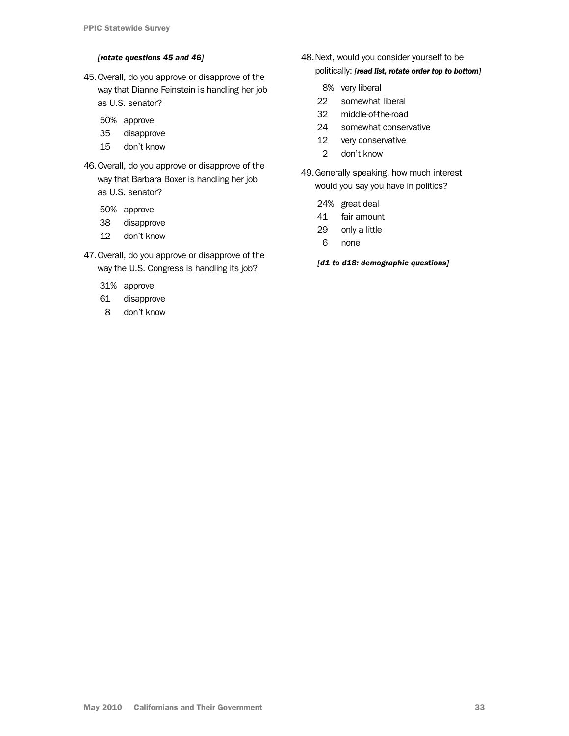*[rotate questions 45 and 46]*

45. Overall, do you approve or disapprove of the way that Dianne Feinstein is handling her job as U.S. senator?

| | |
|---|---|
| 50% | approve |
| 35 | disapprove |
| 15 | don't know |

46. Overall, do you approve or disapprove of the way that Barbara Boxer is handling her job as U.S. senator?

| | |
|---|---|
| 50% | approve |
| 38 | disapprove |
| 12 | don't know |

47. Overall, do you approve or disapprove of the way the U.S. Congress is handling its job?

| | |
|---|---|
| 31% | approve |
| 61 | disapprove |
| 8 | don't know |

48. Next, would you consider yourself to be politically: *[read list, rotate order top to bottom]*

| | |
|---|---|
| 8% | very liberal |
| 22 | somewhat liberal |
| 32 | middle-of-the-road |
| 24 | somewhat conservative |
| 12 | very conservative |
| 2 | don't know |

49. Generally speaking, how much interest would you say you have in politics?

| | |
|---|---|
| 24% | great deal |
| 41 | fair amount |
| 29 | only a little |
| 6 | none |

*[d1 to d18: demographic questions]*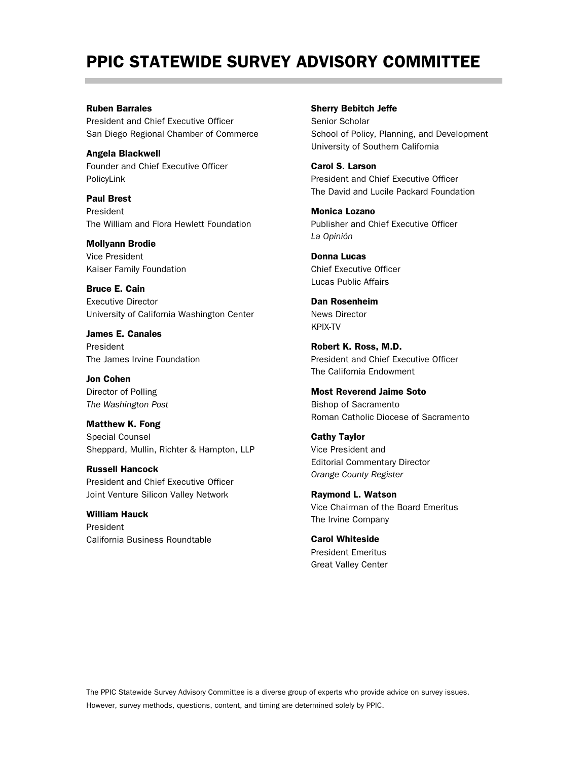# PPIC STATEWIDE SURVEY ADVISORY COMMITTEE

**Ruben Barrales**
President and Chief Executive Officer
San Diego Regional Chamber of Commerce

**Angela Blackwell**
Founder and Chief Executive Officer
PolicyLink

**Paul Brest**
President
The William and Flora Hewlett Foundation

**Mollyann Brodie**
Vice President
Kaiser Family Foundation

**Bruce E. Cain**
Executive Director
University of California Washington Center

**James E. Canales**
President
The James Irvine Foundation

**Jon Cohen**
Director of Polling
*The Washington Post*

**Matthew K. Fong**
Special Counsel
Sheppard, Mullin, Richter & Hampton, LLP

**Russell Hancock**
President and Chief Executive Officer
Joint Venture Silicon Valley Network

**William Hauck**
President
California Business Roundtable

**Sherry Bebitch Jeffe**
Senior Scholar
School of Policy, Planning, and Development
University of Southern California

**Carol S. Larson**
President and Chief Executive Officer
The David and Lucile Packard Foundation

**Monica Lozano**
Publisher and Chief Executive Officer
*La Opinión*

**Donna Lucas**
Chief Executive Officer
Lucas Public Affairs

**Dan Rosenheim**
News Director
KPIX-TV

**Robert K. Ross, M.D.**
President and Chief Executive Officer
The California Endowment

**Most Reverend Jaime Soto**
Bishop of Sacramento
Roman Catholic Diocese of Sacramento

**Cathy Taylor**
Vice President and
Editorial Commentary Director
*Orange County Register*

**Raymond L. Watson**
Vice Chairman of the Board Emeritus
The Irvine Company

**Carol Whiteside**
President Emeritus
Great Valley Center

The PPIC Statewide Survey Advisory Committee is a diverse group of experts who provide advice on survey issues. However, survey methods, questions, content, and timing are determined solely by PPIC.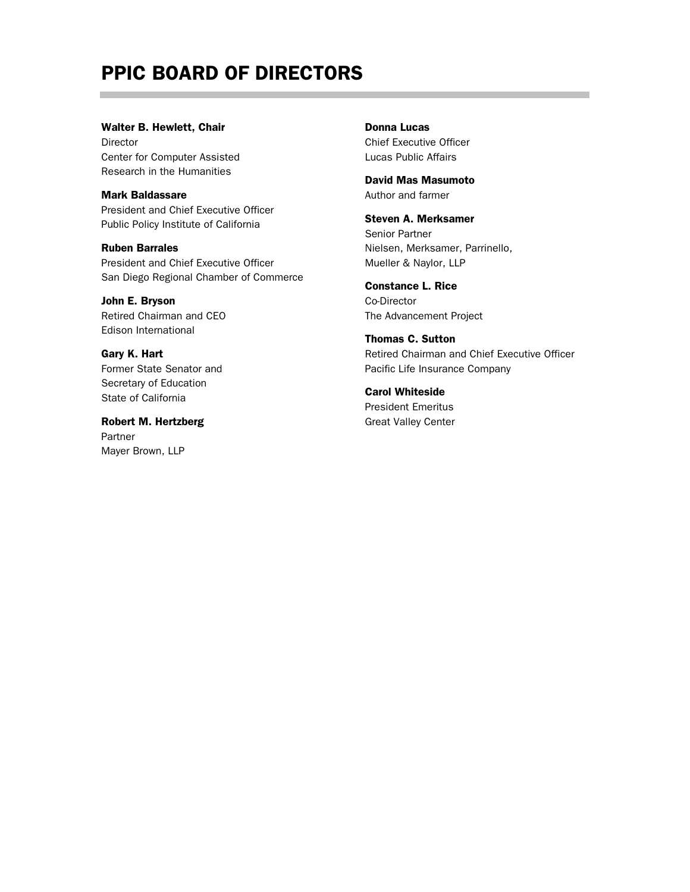# PPIC BOARD OF DIRECTORS

**Walter B. Hewlett, Chair**
Director
Center for Computer Assisted Research in the Humanities

**Mark Baldassare**
President and Chief Executive Officer
Public Policy Institute of California

**Ruben Barrales**
President and Chief Executive Officer
San Diego Regional Chamber of Commerce

**John E. Bryson**
Retired Chairman and CEO
Edison International

**Gary K. Hart**
Former State Senator and Secretary of Education
State of California

**Robert M. Hertzberg**
Partner
Mayer Brown, LLP

**Donna Lucas**
Chief Executive Officer
Lucas Public Affairs

**David Mas Masumoto**
Author and farmer

**Steven A. Merksamer**
Senior Partner
Nielsen, Merksamer, Parrinello, Mueller & Naylor, LLP

**Constance L. Rice**
Co-Director
The Advancement Project

**Thomas C. Sutton**
Retired Chairman and Chief Executive Officer
Pacific Life Insurance Company

**Carol Whiteside**
President Emeritus
Great Valley Center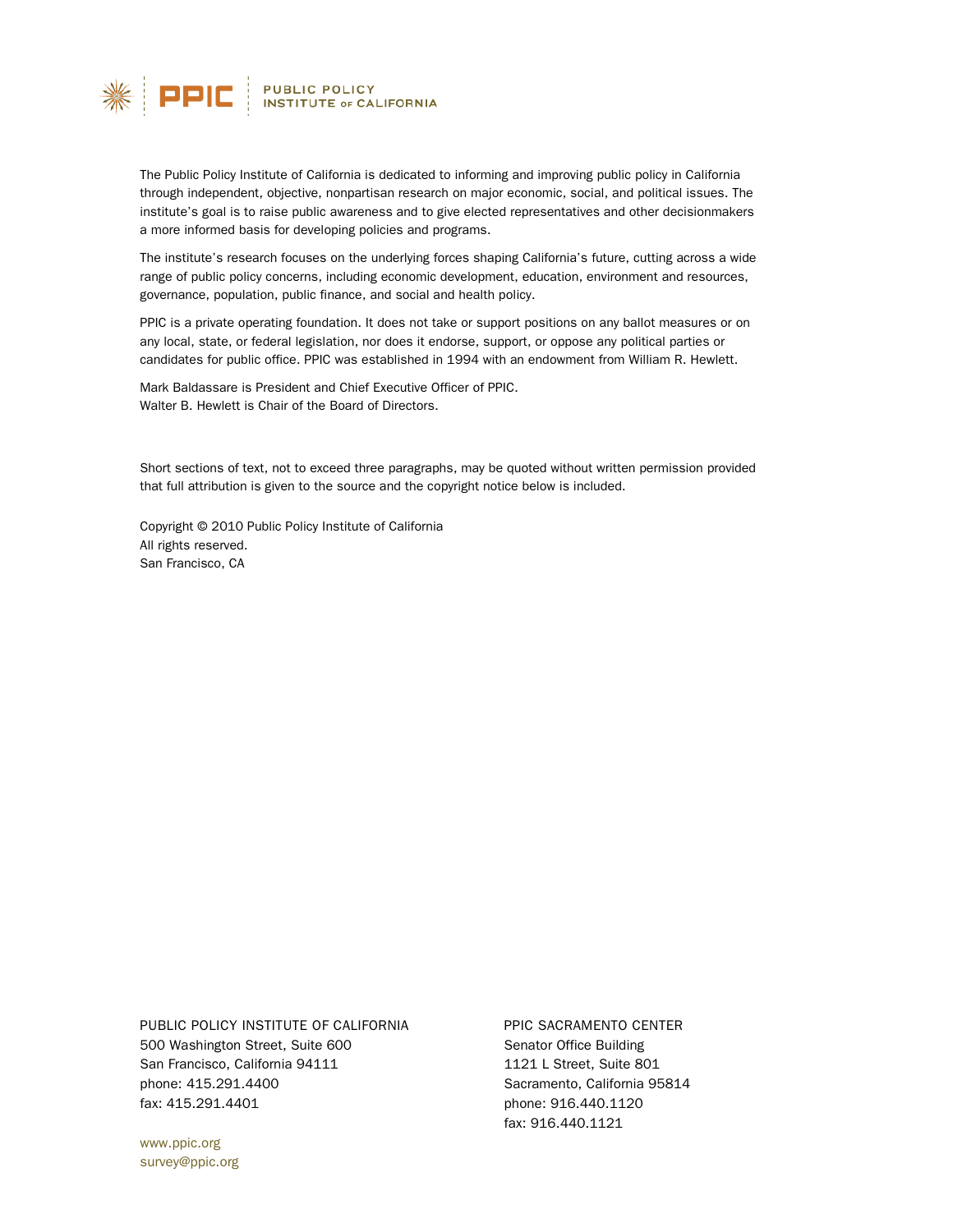PPIC | PUBLIC POLICY INSTITUTE OF CALIFORNIA

The Public Policy Institute of California is dedicated to informing and improving public policy in California through independent, objective, nonpartisan research on major economic, social, and political issues. The institute's goal is to raise public awareness and to give elected representatives and other decisionmakers a more informed basis for developing policies and programs.

The institute's research focuses on the underlying forces shaping California's future, cutting across a wide range of public policy concerns, including economic development, education, environment and resources, governance, population, public finance, and social and health policy.

PPIC is a private operating foundation. It does not take or support positions on any ballot measures or on any local, state, or federal legislation, nor does it endorse, support, or oppose any political parties or candidates for public office. PPIC was established in 1994 with an endowment from William R. Hewlett.

Mark Baldassare is President and Chief Executive Officer of PPIC.
Walter B. Hewlett is Chair of the Board of Directors.

Short sections of text, not to exceed three paragraphs, may be quoted without written permission provided that full attribution is given to the source and the copyright notice below is included.

Copyright © 2010 Public Policy Institute of California
All rights reserved.
San Francisco, CA

PUBLIC POLICY INSTITUTE OF CALIFORNIA
500 Washington Street, Suite 600
San Francisco, California 94111
phone: 415.291.4400
fax: 415.291.4401

PPIC SACRAMENTO CENTER
Senator Office Building
1121 L Street, Suite 801
Sacramento, California 95814
phone: 916.440.1120
fax: 916.440.1121

www.ppic.org
survey@ppic.org